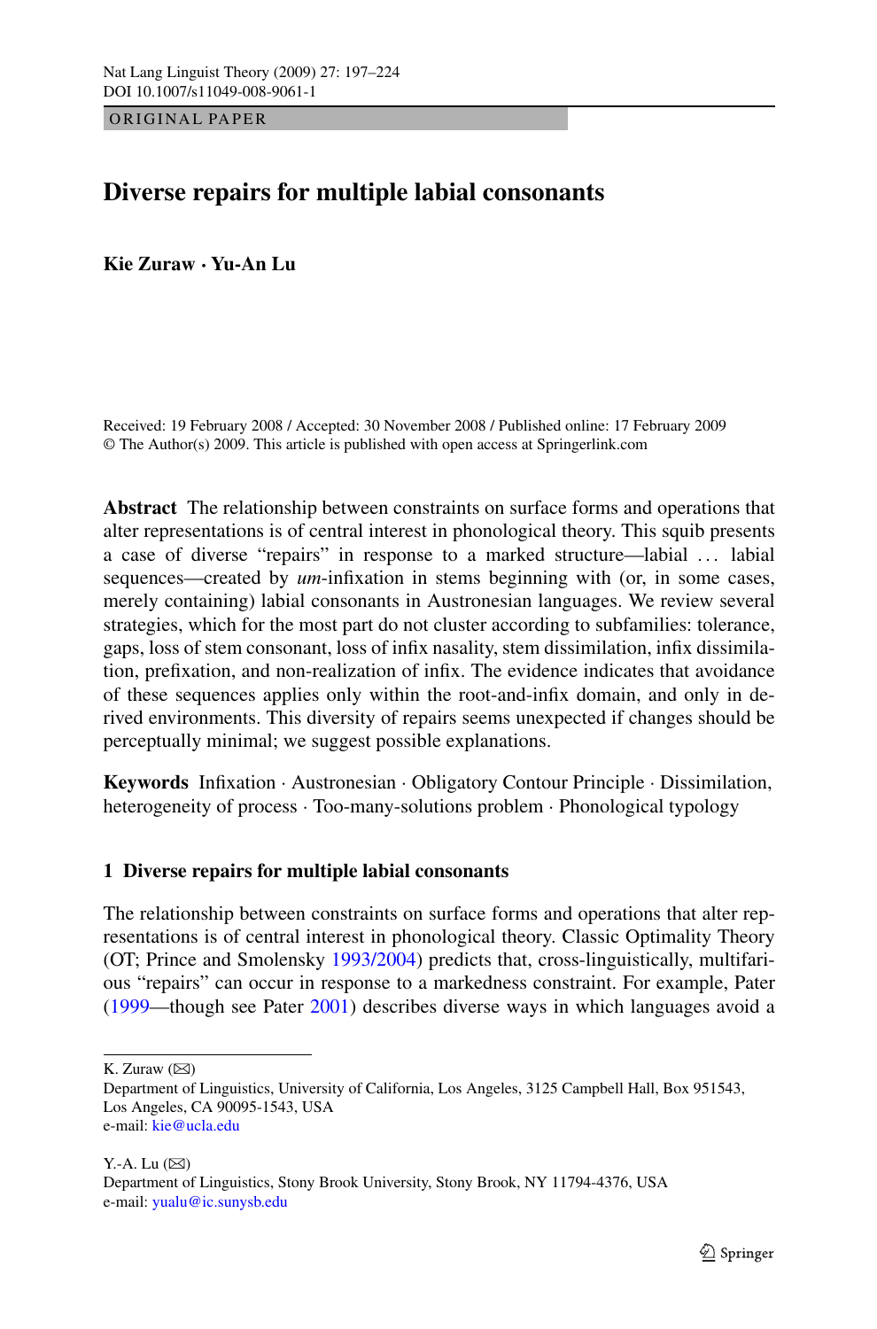ORIGINAL PAPER

# Diverse repairs for multiple labial consonants

**Kie Zuraw · Yu-An Lu**

Received: 19 February 2008 / Accepted: 30 November 2008 / Published online: 17 February 2009
© The Author(s) 2009. This article is published with open access at Springerlink.com

**Abstract** The relationship between constraints on surface forms and operations that alter representations is of central interest in phonological theory. This squib presents a case of diverse "repairs" in response to a marked structure—labial … labial sequences—created by *um*-infixation in stems beginning with (or, in some cases, merely containing) labial consonants in Austronesian languages. We review several strategies, which for the most part do not cluster according to subfamilies: tolerance, gaps, loss of stem consonant, loss of infix nasality, stem dissimilation, infix dissimilation, prefixation, and non-realization of infix. The evidence indicates that avoidance of these sequences applies only within the root-and-infix domain, and only in derived environments. This diversity of repairs seems unexpected if changes should be perceptually minimal; we suggest possible explanations.

**Keywords** Infixation · Austronesian · Obligatory Contour Principle · Dissimilation, heterogeneity of process · Too-many-solutions problem · Phonological typology

## 1 Diverse repairs for multiple labial consonants

The relationship between constraints on surface forms and operations that alter representations is of central interest in phonological theory. Classic Optimality Theory (OT; Prince and Smolensky 1993/2004) predicts that, cross-linguistically, multifarious "repairs" can occur in response to a markedness constraint. For example, Pater (1999—though see Pater 2001) describes diverse ways in which languages avoid a

K. Zuraw (✉)
Department of Linguistics, University of California, Los Angeles, 3125 Campbell Hall, Box 951543, Los Angeles, CA 90095-1543, USA
e-mail: kie@ucla.edu

Y.-A. Lu (✉)
Department of Linguistics, Stony Brook University, Stony Brook, NY 11794-4376, USA
e-mail: yualu@ic.sunysb.edu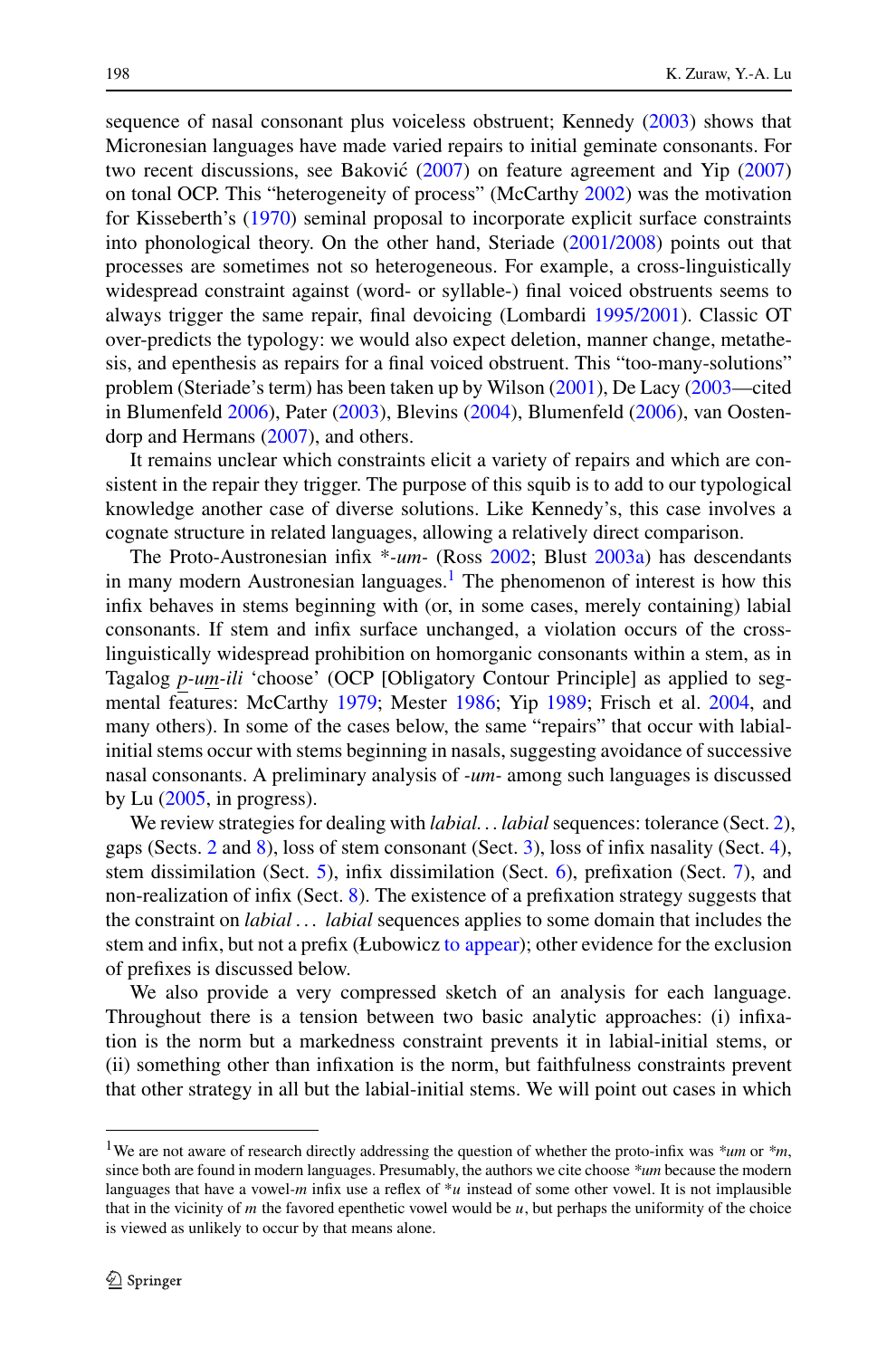sequence of nasal consonant plus voiceless obstruent; Kennedy (2003) shows that Micronesian languages have made varied repairs to initial geminate consonants. For two recent discussions, see Baković (2007) on feature agreement and Yip (2007) on tonal OCP. This "heterogeneity of process" (McCarthy 2002) was the motivation for Kisseberth's (1970) seminal proposal to incorporate explicit surface constraints into phonological theory. On the other hand, Steriade (2001/2008) points out that processes are sometimes not so heterogeneous. For example, a cross-linguistically widespread constraint against (word- or syllable-) final voiced obstruents seems to always trigger the same repair, final devoicing (Lombardi 1995/2001). Classic OT over-predicts the typology: we would also expect deletion, manner change, metathesis, and epenthesis as repairs for a final voiced obstruent. This "too-many-solutions" problem (Steriade's term) has been taken up by Wilson (2001), De Lacy (2003—cited in Blumenfeld 2006), Pater (2003), Blevins (2004), Blumenfeld (2006), van Oostendorp and Hermans (2007), and others.

It remains unclear which constraints elicit a variety of repairs and which are consistent in the repair they trigger. The purpose of this squib is to add to our typological knowledge another case of diverse solutions. Like Kennedy's, this case involves a cognate structure in related languages, allowing a relatively direct comparison.

The Proto-Austronesian infix *\*-um-* (Ross 2002; Blust 2003a) has descendants in many modern Austronesian languages.[1] The phenomenon of interest is how this infix behaves in stems beginning with (or, in some cases, merely containing) labial consonants. If stem and infix surface unchanged, a violation occurs of the cross-linguistically widespread prohibition on homorganic consonants within a stem, as in Tagalog *p-um-ili* 'choose' (OCP [Obligatory Contour Principle] as applied to segmental features: McCarthy 1979; Mester 1986; Yip 1989; Frisch et al. 2004, and many others). In some of the cases below, the same "repairs" that occur with labial-initial stems occur with stems beginning in nasals, suggesting avoidance of successive nasal consonants. A preliminary analysis of *-um-* among such languages is discussed by Lu (2005, in progress).

We review strategies for dealing with *labial. . . labial* sequences: tolerance (Sect. 2), gaps (Sects. 2 and 8), loss of stem consonant (Sect. 3), loss of infix nasality (Sect. 4), stem dissimilation (Sect. 5), infix dissimilation (Sect. 6), prefixation (Sect. 7), and non-realization of infix (Sect. 8). The existence of a prefixation strategy suggests that the constraint on *labial . . . labial* sequences applies to some domain that includes the stem and infix, but not a prefix (Łubowicz to appear); other evidence for the exclusion of prefixes is discussed below.

We also provide a very compressed sketch of an analysis for each language. Throughout there is a tension between two basic analytic approaches: (i) infixation is the norm but a markedness constraint prevents it in labial-initial stems, or (ii) something other than infixation is the norm, but faithfulness constraints prevent that other strategy in all but the labial-initial stems. We will point out cases in which

[1] We are not aware of research directly addressing the question of whether the proto-infix was *\*um* or *\*m*, since both are found in modern languages. Presumably, the authors we cite choose *\*um* because the modern languages that have a vowel-*m* infix use a reflex of *\*u* instead of some other vowel. It is not implausible that in the vicinity of *m* the favored epenthetic vowel would be *u*, but perhaps the uniformity of the choice is viewed as unlikely to occur by that means alone.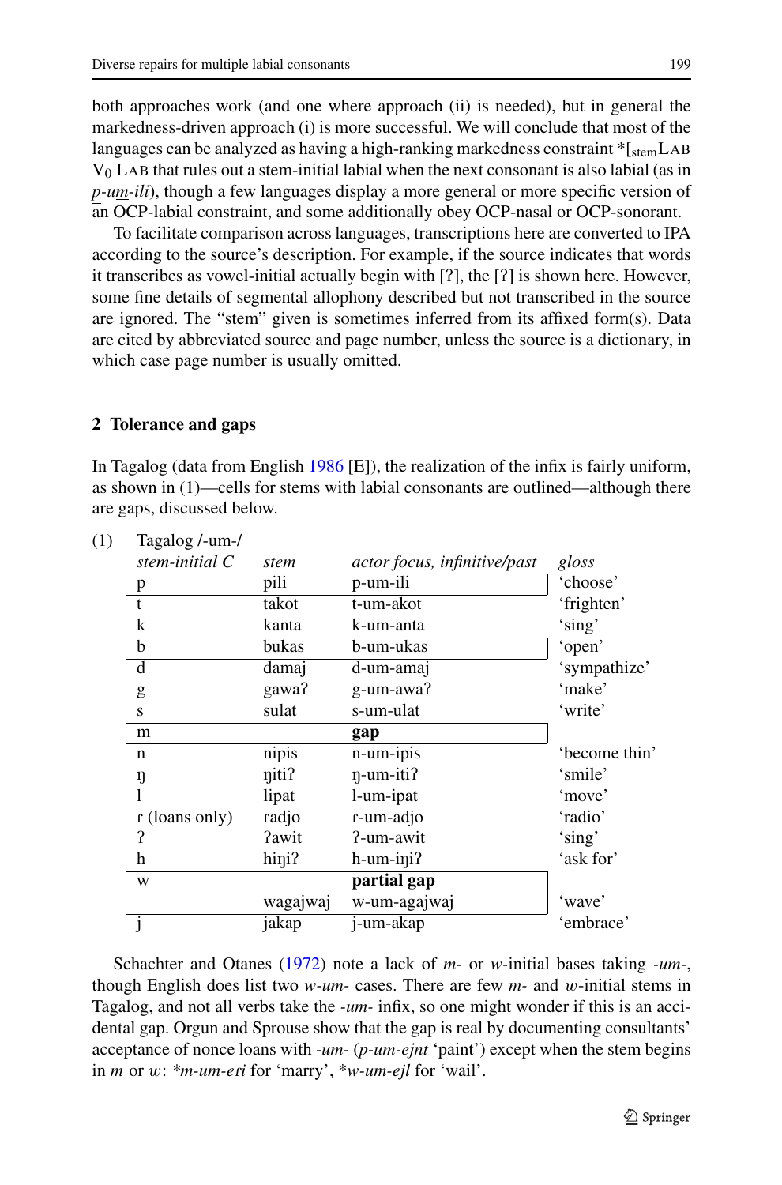both approaches work (and one where approach (ii) is needed), but in general the markedness-driven approach (i) is more successful. We will conclude that most of the languages can be analyzed as having a high-ranking markedness constraint *[$_{\text{stem}}$LAB $V_0$ LAB that rules out a stem-initial labial when the next consonant is also labial (as in *p-um-ili*), though a few languages display a more general or more specific version of an OCP-labial constraint, and some additionally obey OCP-nasal or OCP-sonorant.

To facilitate comparison across languages, transcriptions here are converted to IPA according to the source's description. For example, if the source indicates that words it transcribes as vowel-initial actually begin with [ʔ], the [ʔ] is shown here. However, some fine details of segmental allophony described but not transcribed in the source are ignored. The "stem" given is sometimes inferred from its affixed form(s). Data are cited by abbreviated source and page number, unless the source is a dictionary, in which case page number is usually omitted.

## 2 Tolerance and gaps

In Tagalog (data from English 1986 [E]), the realization of the infix is fairly uniform, as shown in (1)—cells for stems with labial consonants are outlined—although there are gaps, discussed below.

(1) Tagalog /-um-/

| *stem-initial C* | *stem* | *actor focus, infinitive/past* | *gloss* |
|---|---|---|---|
| p | pili | p-um-ili | 'choose' |
| t | takot | t-um-akot | 'frighten' |
| k | kanta | k-um-anta | 'sing' |
| b | bukas | b-um-ukas | 'open' |
| d | damaj | d-um-amaj | 'sympathize' |
| g | gawaʔ | g-um-awaʔ | 'make' |
| s | sulat | s-um-ulat | 'write' |
| m | | **gap** | |
| n | nipis | n-um-ipis | 'become thin' |
| ŋ | ŋitiʔ | ŋ-um-itiʔ | 'smile' |
| l | lipat | l-um-ipat | 'move' |
| ɾ (loans only) | ɾadjo | ɾ-um-adjo | 'radio' |
| ʔ | ʔawit | ʔ-um-awit | 'sing' |
| h | hiŋiʔ | h-um-iŋiʔ | 'ask for' |
| w | | **partial gap** | |
| | wagajwaj | w-um-agajwaj | 'wave' |
| j | jakap | j-um-akap | 'embrace' |

Schachter and Otanes (1972) note a lack of *m-* or *w*-initial bases taking *-um-*, though English does list two *w-um-* cases. There are few *m-* and *w*-initial stems in Tagalog, and not all verbs take the *-um-* infix, so one might wonder if this is an accidental gap. Orgun and Sprouse show that the gap is real by documenting consultants' acceptance of nonce loans with *-um-* (*p-um-ejnt* 'paint') except when the stem begins in *m* or *w*: *\*m-um-eɾi* for 'marry', *\*w-um-ejl* for 'wail'.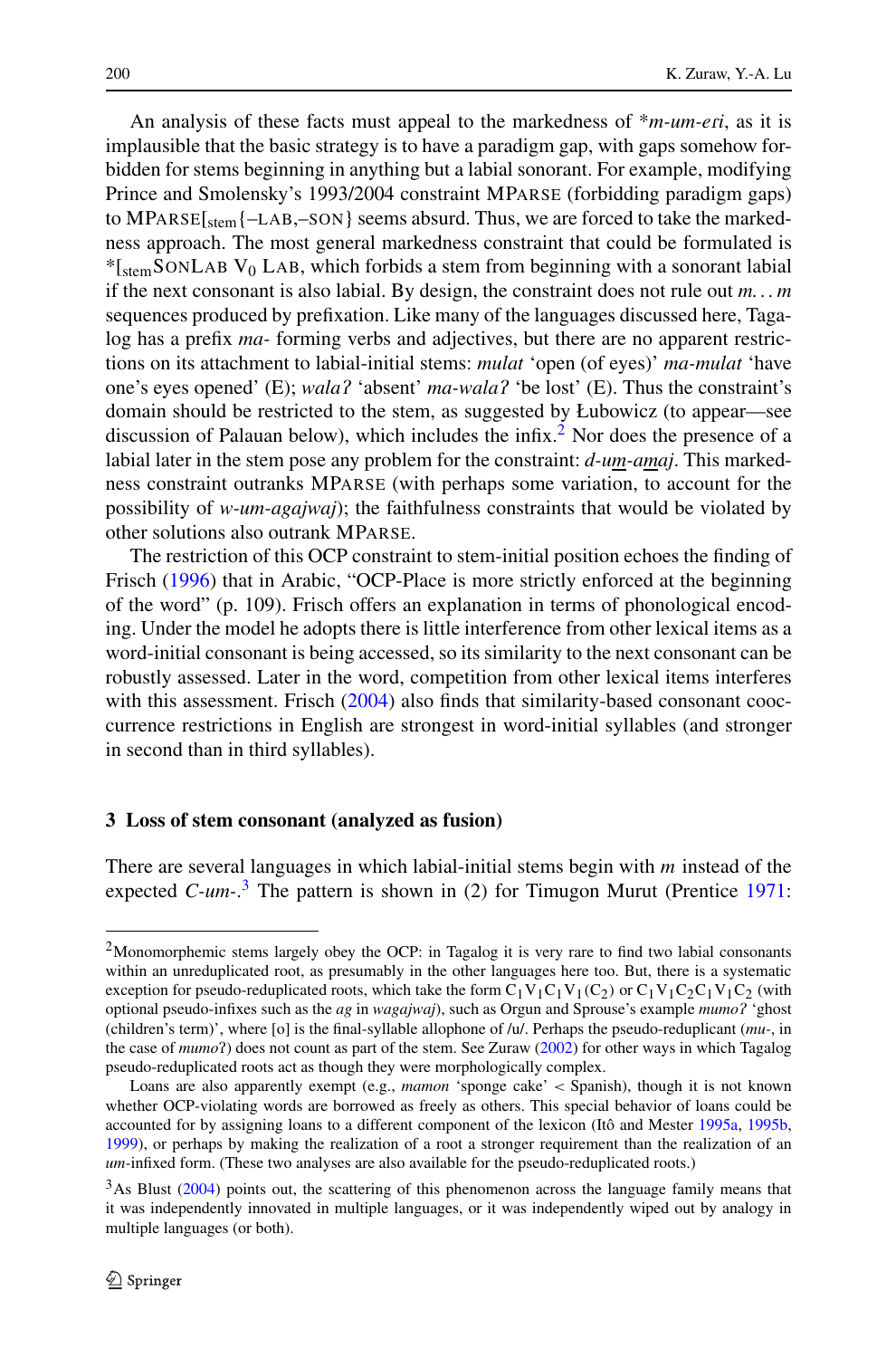An analysis of these facts must appeal to the markedness of *$m$-$um$-$eri$*, as it is implausible that the basic strategy is to have a paradigm gap, with gaps somehow forbidden for stems beginning in anything but a labial sonorant. For example, modifying Prince and Smolensky's 1993/2004 constraint MPARSE (forbidding paradigm gaps) to MPARSE[$_{\text{stem}}${–LAB,–SON} seems absurd. Thus, we are forced to take the markedness approach. The most general markedness constraint that could be formulated is *[$_{\text{stem}}$SONLAB $V_0$ LAB, which forbids a stem from beginning with a sonorant labial if the next consonant is also labial. By design, the constraint does not rule out *m. . . m* sequences produced by prefixation. Like many of the languages discussed here, Tagalog has a prefix *ma-* forming verbs and adjectives, but there are no apparent restrictions on its attachment to labial-initial stems: *mulat* 'open (of eyes)' *ma-mulat* 'have one's eyes opened' (E); *walaʔ* 'absent' *ma-walaʔ* 'be lost' (E). Thus the constraint's domain should be restricted to the stem, as suggested by Łubowicz (to appear—see discussion of Palauan below), which includes the infix.[2] Nor does the presence of a labial later in the stem pose any problem for the constraint: *d-um-amaj*. This markedness constraint outranks MPARSE (with perhaps some variation, to account for the possibility of *w-um-agajwaj*); the faithfulness constraints that would be violated by other solutions also outrank MPARSE.

The restriction of this OCP constraint to stem-initial position echoes the finding of Frisch (1996) that in Arabic, "OCP-Place is more strictly enforced at the beginning of the word" (p. 109). Frisch offers an explanation in terms of phonological encoding. Under the model he adopts there is little interference from other lexical items as a word-initial consonant is being accessed, so its similarity to the next consonant can be robustly assessed. Later in the word, competition from other lexical items interferes with this assessment. Frisch (2004) also finds that similarity-based consonant cooccurrence restrictions in English are strongest in word-initial syllables (and stronger in second than in third syllables).

## 3 Loss of stem consonant (analyzed as fusion)

There are several languages in which labial-initial stems begin with *m* instead of the expected *C-um-*.[3] The pattern is shown in (2) for Timugon Murut (Prentice 1971:

---

[2] Monomorphemic stems largely obey the OCP: in Tagalog it is very rare to find two labial consonants within an unreduplicated root, as presumably in the other languages here too. But, there is a systematic exception for pseudo-reduplicated roots, which take the form $C_1V_1C_1V_1(C_2)$ or $C_1V_1C_2C_1V_1C_2$ (with optional pseudo-infixes such as the *ag* in *wagajwaj*), such as Orgun and Sprouse's example *mumoʔ* 'ghost (children's term)', where [o] is the final-syllable allophone of /u/. Perhaps the pseudo-reduplicant (*mu-*, in the case of *mumoʔ*) does not count as part of the stem. See Zuraw (2002) for other ways in which Tagalog pseudo-reduplicated roots act as though they were morphologically complex.

Loans are also apparently exempt (e.g., *mamon* 'sponge cake' < Spanish), though it is not known whether OCP-violating words are borrowed as freely as others. This special behavior of loans could be accounted for by assigning loans to a different component of the lexicon (Itô and Mester 1995a, 1995b, 1999), or perhaps by making the realization of a root a stronger requirement than the realization of an *um*-infixed form. (These two analyses are also available for the pseudo-reduplicated roots.)

[3] As Blust (2004) points out, the scattering of this phenomenon across the language family means that it was independently innovated in multiple languages, or it was independently wiped out by analogy in multiple languages (or both).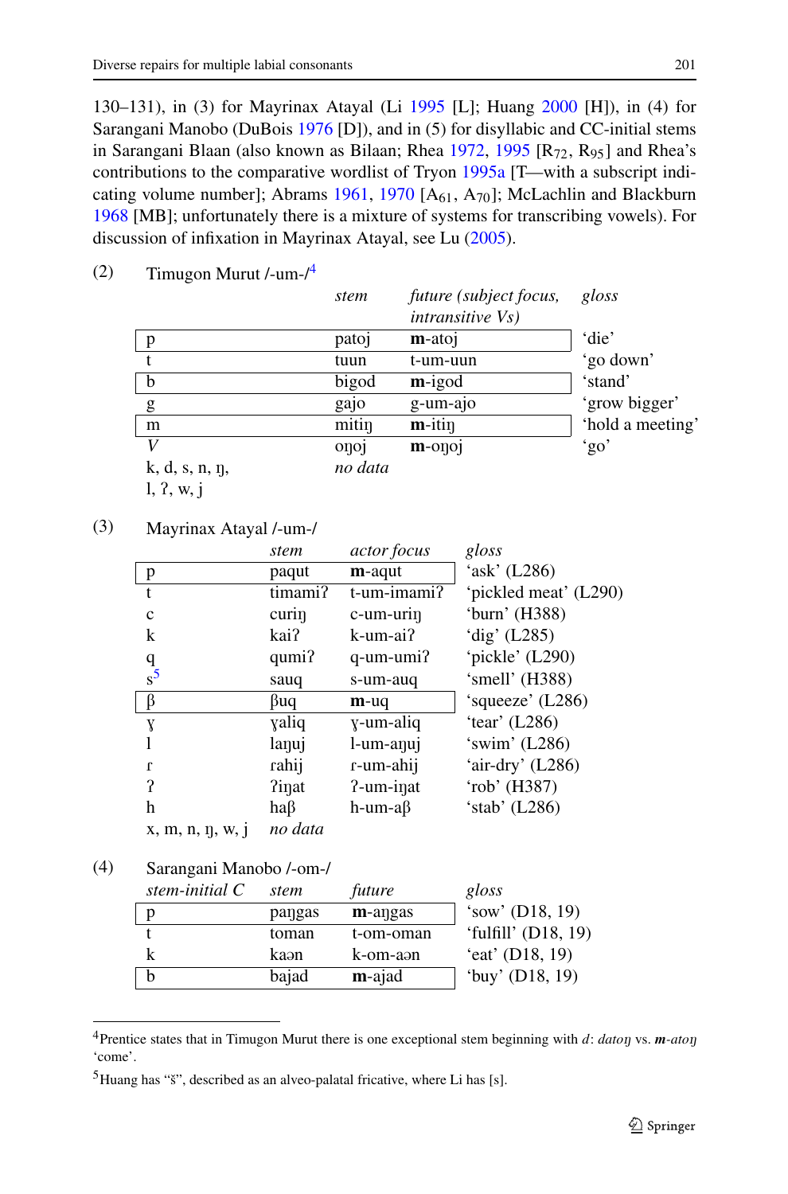130–131), in (3) for Mayrinax Atayal (Li 1995 [L]; Huang 2000 [H]), in (4) for Sarangani Manobo (DuBois 1976 [D]), and in (5) for disyllabic and CC-initial stems in Sarangani Blaan (also known as Bilaan; Rhea 1972, 1995 [$R_{72}$, $R_{95}$] and Rhea's contributions to the comparative wordlist of Tryon 1995a [T—with a subscript indicating volume number]; Abrams 1961, 1970 [$A_{61}$, $A_{70}$]; McLachlin and Blackburn 1968 [MB]; unfortunately there is a mixture of systems for transcribing vowels). For discussion of infixation in Mayrinax Atayal, see Lu (2005).

(2) Timugon Murut /-um-/[4]

| | *stem* | *future (subject focus, intransitive Vs)* | *gloss* |
|---|---|---|---|
| p | patoj | **m**-atoj | 'die' |
| t | tuun | t-um-uun | 'go down' |
| b | bigod | **m**-igod | 'stand' |
| g | gajo | g-um-ajo | 'grow bigger' |
| m | mitiŋ | **m**-itiŋ | 'hold a meeting' |
| *V* | oŋoj | **m**-oŋoj | 'go' |
| k, d, s, n, ŋ, l, ʔ, w, j | *no data* | | |

(3) Mayrinax Atayal /-um-/

| | *stem* | *actor focus* | *gloss* |
|---|---|---|---|
| p | paqut | **m**-aqut | 'ask' (L286) |
| t | timamiʔ | t-um-imamiʔ | 'pickled meat' (L290) |
| c | curiŋ | c-um-uriŋ | 'burn' (H388) |
| k | kaiʔ | k-um-aiʔ | 'dig' (L285) |
| q | qumiʔ | q-um-umiʔ | 'pickle' (L290) |
| s[5] | sauq | s-um-auq | 'smell' (H388) |
| β | βuq | **m**-uq | 'squeeze' (L286) |
| ɣ | ɣaliq | ɣ-um-aliq | 'tear' (L286) |
| l | laŋuj | l-um-aŋuj | 'swim' (L286) |
| ɾ | ɾahij | ɾ-um-ahij | 'air-dry' (L286) |
| ʔ | ʔiŋat | ʔ-um-iŋat | 'rob' (H387) |
| h | haβ | h-um-aβ | 'stab' (L286) |
| x, m, n, ŋ, w, j | *no data* | | |

(4) Sarangani Manobo /-om-/

| *stem-initial C* | *stem* | *future* | *gloss* |
|---|---|---|---|
| p | paŋgas | **m**-aŋgas | 'sow' (D18, 19) |
| t | toman | t-om-oman | 'fulfill' (D18, 19) |
| k | kaən | k-om-aən | 'eat' (D18, 19) |
| b | bajad | **m**-ajad | 'buy' (D18, 19) |

[4] Prentice states that in Timugon Murut there is one exceptional stem beginning with *d*: *datoŋ* vs. ***m**-atoŋ* 'come'.

[5] Huang has "š", described as an alveo-palatal fricative, where Li has [s].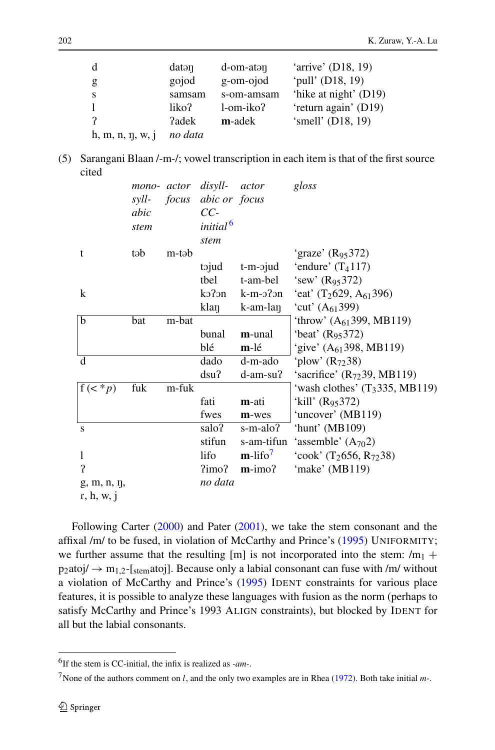| | | | |
|---|---|---|---|
| d | datəŋ | d-om-atəŋ | 'arrive' (D18, 19) |
| g | gojod | g-om-ojod | 'pull' (D18, 19) |
| s | samsam | s-om-amsam | 'hike at night' (D19) |
| l | likoʔ | l-om-ikoʔ | 'return again' (D19) |
| ʔ | ʔadek | **m**-adek | 'smell' (D18, 19) |
| h, m, n, ŋ, w, j | *no data* | | |

(5) Sarangani Blaan /-m-/; vowel transcription in each item is that of the first source cited

| | *mono-syllabic stem* | *actor focus* | *disyllabic or CC-initial*[6] *stem* | *actor focus* | *gloss* |
|---|---|---|---|---|---|
| t | təb | m-təb | | | 'graze' ($R_{95}$372) |
| | | | tɔjud | t-m-ɔjud | 'endure' ($T_4$117) |
| | | | tbel | t-am-bel | 'sew' ($R_{95}$372) |
| k | | | kɔʔɔn | k-m-ɔʔɔn | 'eat' ($T_2$629, $A_{61}$396) |
| | | | klaŋ | k-am-laŋ | 'cut' ($A_{61}$399) |
| b | bat | m-bat | | | 'throw' ($A_{61}$399, MB119) |
| | | | bunal | **m**-unal | 'beat' ($R_{95}$372) |
| | | | blé | **m**-lé | 'give' ($A_{61}$398, MB119) |
| d | | | dado | d-m-ado | 'plow' ($R_{72}$38) |
| | | | dsuʔ | d-am-suʔ | 'sacrifice' ($R_{72}$39, MB119) |
| f (< **p*) | fuk | m-fuk | | | 'wash clothes' ($T_3$335, MB119) |
| | | | fati | **m**-ati | 'kill' ($R_{95}$372) |
| | | | fwes | **m**-wes | 'uncover' (MB119) |
| s | | | saloʔ | s-m-aloʔ | 'hunt' (MB109) |
| | | | stifun | s-am-tifun | 'assemble' ($A_{70}$2) |
| l | | | lifo | **m**-lifo[7] | 'cook' ($T_2$656, $R_{72}$38) |
| ʔ | | | ʔimoʔ | **m**-imoʔ | 'make' (MB119) |
| g, m, n, ŋ, ɾ, h, w, j | | | *no data* | | |

Following Carter (2000) and Pater (2001), we take the stem consonant and the affixal /m/ to be fused, in violation of McCarthy and Prince's (1995) UNIFORMITY; we further assume that the resulting [m] is not incorporated into the stem: /$m_1$ + $p_2$atoj/ → $m_{1,2}$-[$_{\text{stem}}$atoj]. Because only a labial consonant can fuse with /m/ without a violation of McCarthy and Prince's (1995) IDENT constraints for various place features, it is possible to analyze these languages with fusion as the norm (perhaps to satisfy McCarthy and Prince's 1993 ALIGN constraints), but blocked by IDENT for all but the labial consonants.

[6] If the stem is CC-initial, the infix is realized as *-am-*.

[7] None of the authors comment on *l*, and the only two examples are in Rhea (1972). Both take initial *m-*.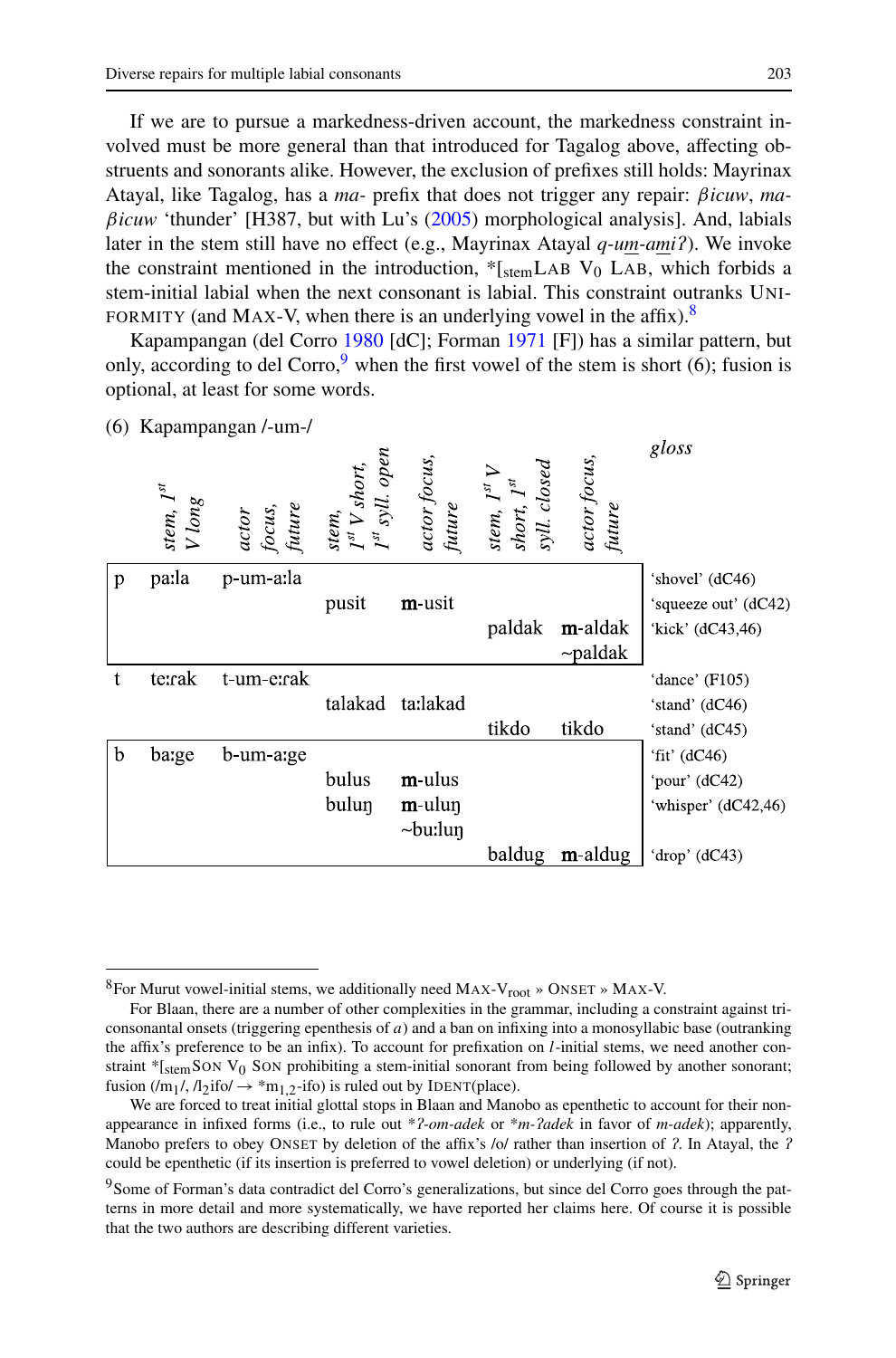If we are to pursue a markedness-driven account, the markedness constraint involved must be more general than that introduced for Tagalog above, affecting obstruents and sonorants alike. However, the exclusion of prefixes still holds: Mayrinax Atayal, like Tagalog, has a *ma-* prefix that does not trigger any repair: *βicuw*, *ma-βicuw* 'thunder' [H387, but with Lu's (2005) morphological analysis]. And, labials later in the stem still have no effect (e.g., Mayrinax Atayal *q-um-ami?*). We invoke the constraint mentioned in the introduction, *[$_{\text{stem}}$LAB $V_0$ LAB, which forbids a stem-initial labial when the next consonant is labial. This constraint outranks UNIFORMITY (and MAX-V, when there is an underlying vowel in the affix).[8]

Kapampangan (del Corro 1980 [dC]; Forman 1971 [F]) has a similar pattern, but only, according to del Corro,[9] when the first vowel of the stem is short (6); fusion is optional, at least for some words.

(6) Kapampangan /-um-/

| | *stem, 1st V long* | *actor focus, future* | *stem, 1st V short, 1st syll. open* | *actor focus, future* | *stem, 1st V short, 1st syll. closed* | *actor focus, future* | *gloss* |
|---|---|---|---|---|---|---|---|
| p | paːla | p-um-aːla | | | | | 'shovel' (dC46) |
| | | | pusit | **m**-usit | | | 'squeeze out' (dC42) |
| | | | | | paldak | **m**-aldak ~paldak | 'kick' (dC43,46) |
| t | teːrak | t-um-eːrak | | | | | 'dance' (F105) |
| | | | talakad | taːlakad | | | 'stand' (dC46) |
| | | | | | tikdo | tikdo | 'stand' (dC45) |
| b | baːge | b-um-aːge | | | | | 'fit' (dC46) |
| | | | bulus | **m**-ulus | | | 'pour' (dC42) |
| | | | buluŋ | **m**-uluŋ ~buːluŋ | | | 'whisper' (dC42,46) |
| | | | | | baldug | **m**-aldug | 'drop' (dC43) |

---

[8] For Murut vowel-initial stems, we additionally need MAX-$V_{\text{root}}$ » ONSET » MAX-V.

For Blaan, there are a number of other complexities in the grammar, including a constraint against triconsonantal onsets (triggering epenthesis of *a*) and a ban on infixing into a monosyllabic base (outranking the affix's preference to be an infix). To account for prefixation on *l*-initial stems, we need another constraint *[$_{\text{stem}}$SON $V_0$ SON prohibiting a stem-initial sonorant from being followed by another sonorant; fusion (/$m_1$/, /$l_2$ifo/ → *$m_{1,2}$-ifo) is ruled out by IDENT(place).

We are forced to treat initial glottal stops in Blaan and Manobo as epenthetic to account for their non-appearance in infixed forms (i.e., to rule out **ʔ-om-adek* or **m-ʔadek* in favor of *m-adek*); apparently, Manobo prefers to obey ONSET by deletion of the affix's /o/ rather than insertion of *ʔ*. In Atayal, the *ʔ* could be epenthetic (if its insertion is preferred to vowel deletion) or underlying (if not).

[9] Some of Forman's data contradict del Corro's generalizations, but since del Corro goes through the patterns in more detail and more systematically, we have reported her claims here. Of course it is possible that the two authors are describing different varieties.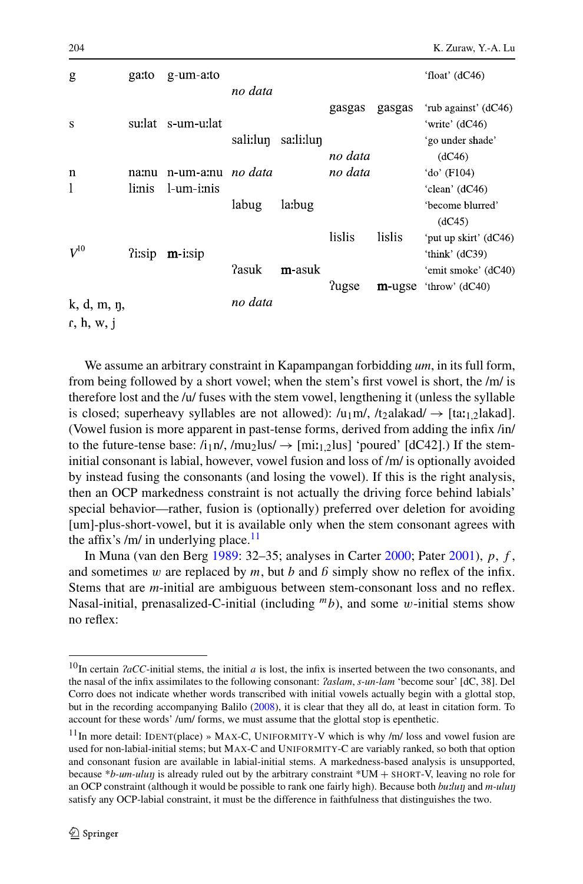| | | | | | | | |
|---|---|---|---|---|---|---|---|
| g | ga:to | g-um-a:to | | | | | 'float' (dC46) |
| | | | *no data* | | | | |
| | | | | | gasgas | gasgas | 'rub against' (dC46) |
| s | su:lat | s-um-u:lat | | | | | 'write' (dC46) |
| | | | sali:luŋ | sa:li:luŋ | | | 'go under shade' (dC46) |
| | | | | | *no data* | | |
| n | na:nu | n-um-a:nu | *no data* | | *no data* | | 'do' (F104) |
| l | li:nis | l-um-i:nis | | | | | 'clean' (dC46) |
| | | | labug | la:bug | | | 'become blurred' (dC45) |
| | | | | | lislis | lislis | 'put up skirt' (dC46) |
| *V*[10] | ʔi:sip | **m**-i:sip | | | | | 'think' (dC39) |
| | | | ʔasuk | **m**-asuk | | | 'emit smoke' (dC40) |
| | | | | | ʔugse | **m**-ugse | 'throw' (dC40) |
| k, d, m, ŋ, ɾ, h, w, j | | | *no data* | | | | |

We assume an arbitrary constraint in Kapampangan forbidding *um*, in its full form, from being followed by a short vowel; when the stem's first vowel is short, the /m/ is therefore lost and the /u/ fuses with the stem vowel, lengthening it (unless the syllable is closed; superheavy syllables are not allowed): /$u_1$m/, /$t_2$alakad/ → [ta:$_{1,2}$lakad]. (Vowel fusion is more apparent in past-tense forms, derived from adding the infix /in/ to the future-tense base: /$i_1$n/, /mu$_2$lus/ → [mi:$_{1,2}$lus] 'poured' [dC42].) If the stem-initial consonant is labial, however, vowel fusion and loss of /m/ is optionally avoided by instead fusing the consonants (and losing the vowel). If this is the right analysis, then an OCP markedness constraint is not actually the driving force behind labials' special behavior—rather, fusion is (optionally) preferred over deletion for avoiding [um]-plus-short-vowel, but it is available only when the stem consonant agrees with the affix's /m/ in underlying place.[11]

In Muna (van den Berg 1989: 32–35; analyses in Carter 2000; Pater 2001), *p*, *f*, and sometimes *w* are replaced by *m*, but *b* and *ɓ* simply show no reflex of the infix. Stems that are *m*-initial are ambiguous between stem-consonant loss and no reflex. Nasal-initial, prenasalized-C-initial (including $^{m}b$), and some *w*-initial stems show no reflex:

[10] In certain *ʔaCC*-initial stems, the initial *a* is lost, the infix is inserted between the two consonants, and the nasal of the infix assimilates to the following consonant: *ʔaslam*, *s-un-lam* 'become sour' [dC, 38]. Del Corro does not indicate whether words transcribed with initial vowels actually begin with a glottal stop, but in the recording accompanying Balilo (2008), it is clear that they all do, at least in citation form. To account for these words' /um/ forms, we must assume that the glottal stop is epenthetic.

[11] In more detail: IDENT(place) » MAX-C, UNIFORMITY-V which is why /m/ loss and vowel fusion are used for non-labial-initial stems; but MAX-C and UNIFORMITY-C are variably ranked, so both that option and consonant fusion are available in labial-initial stems. A markedness-based analysis is unsupported, because **b-um-uluŋ* is already ruled out by the arbitrary constraint *UM + SHORT-V, leaving no role for an OCP constraint (although it would be possible to rank one fairly high). Because both *bu:luŋ* and *m-uluŋ* satisfy any OCP-labial constraint, it must be the difference in faithfulness that distinguishes the two.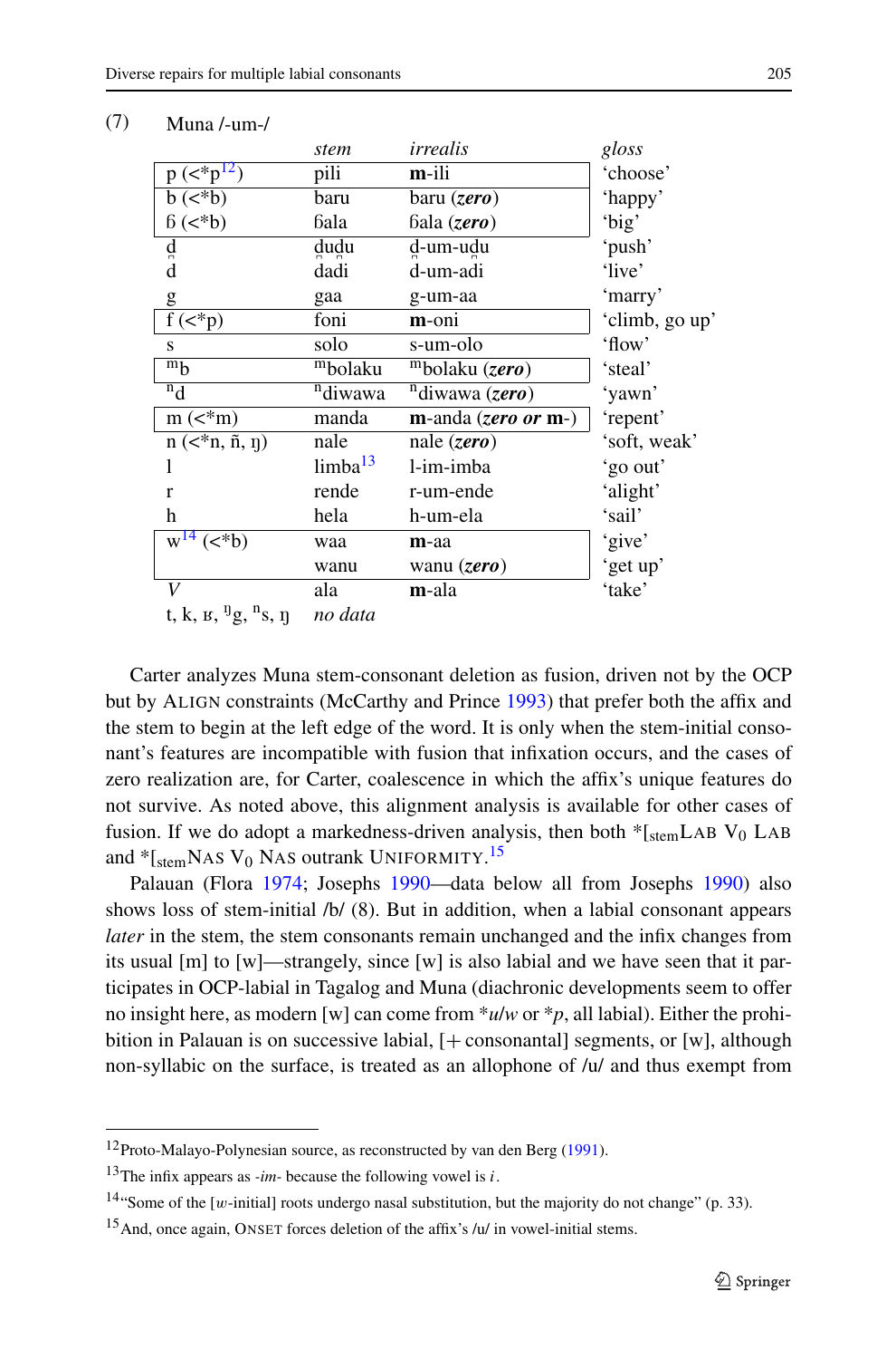(7) Muna /-um-/

| | *stem* | *irrealis* | *gloss* |
|---|---|---|---|
| p (<*p[12]) | pili | **m**-ili | 'choose' |
| b (<*b) | baru | baru (***zero***) | 'happy' |
| ɓ (<*b) | ɓala | ɓala (***zero***) | 'big' |
| d̪ | d̪ud̪u | d̪-um-ud̪u | 'push' |
| d | dadi | d-um-adi | 'live' |
| g | gaa | g-um-aa | 'marry' |
| f (<*p) | foni | **m**-oni | 'climb, go up' |
| s | solo | s-um-olo | 'flow' |
| ᵐb | ᵐbolaku | ᵐbolaku (***zero***) | 'steal' |
| ⁿd | ⁿdiwawa | ⁿdiwawa (***zero***) | 'yawn' |
| m (<*m) | manda | **m**-anda (***zero or* m-**) | 'repent' |
| n (<*n, ñ, ŋ) | nale | nale (***zero***) | 'soft, weak' |
| l | limba[13] | l-im-imba | 'go out' |
| r | rende | r-um-ende | 'alight' |
| h | hela | h-um-ela | 'sail' |
| w[14] (<*b) | waa | **m**-aa | 'give' |
| | wanu | wanu (***zero***) | 'get up' |
| *V* | ala | **m**-ala | 'take' |
| t, k, ʁ, ᵑg, ⁿs, ŋ | *no data* | | |

Carter analyzes Muna stem-consonant deletion as fusion, driven not by the OCP but by ALIGN constraints (McCarthy and Prince 1993) that prefer both the affix and the stem to begin at the left edge of the word. It is only when the stem-initial consonant's features are incompatible with fusion that infixation occurs, and the cases of zero realization are, for Carter, coalescence in which the affix's unique features do not survive. As noted above, this alignment analysis is available for other cases of fusion. If we do adopt a markedness-driven analysis, then both $*[_{\text{stem}}\text{LAB } V_0 \text{ LAB}$ and $*[_{\text{stem}}\text{NAS } V_0 \text{ NAS}$ outrank UNIFORMITY.[15]

Palauan (Flora 1974; Josephs 1990—data below all from Josephs 1990) also shows loss of stem-initial /b/ (8). But in addition, when a labial consonant appears *later* in the stem, the stem consonants remain unchanged and the infix changes from its usual [m] to [w]—strangely, since [w] is also labial and we have seen that it participates in OCP-labial in Tagalog and Muna (diachronic developments seem to offer no insight here, as modern [w] can come from *u/w or *p, all labial). Either the prohibition in Palauan is on successive labial, [+consonantal] segments, or [w], although non-syllabic on the surface, is treated as an allophone of /u/ and thus exempt from

---

[12] Proto-Malayo-Polynesian source, as reconstructed by van den Berg (1991).

[13] The infix appears as *-im-* because the following vowel is *i*.

[14] "Some of the [w-initial] roots undergo nasal substitution, but the majority do not change" (p. 33).

[15] And, once again, ONSET forces deletion of the affix's /u/ in vowel-initial stems.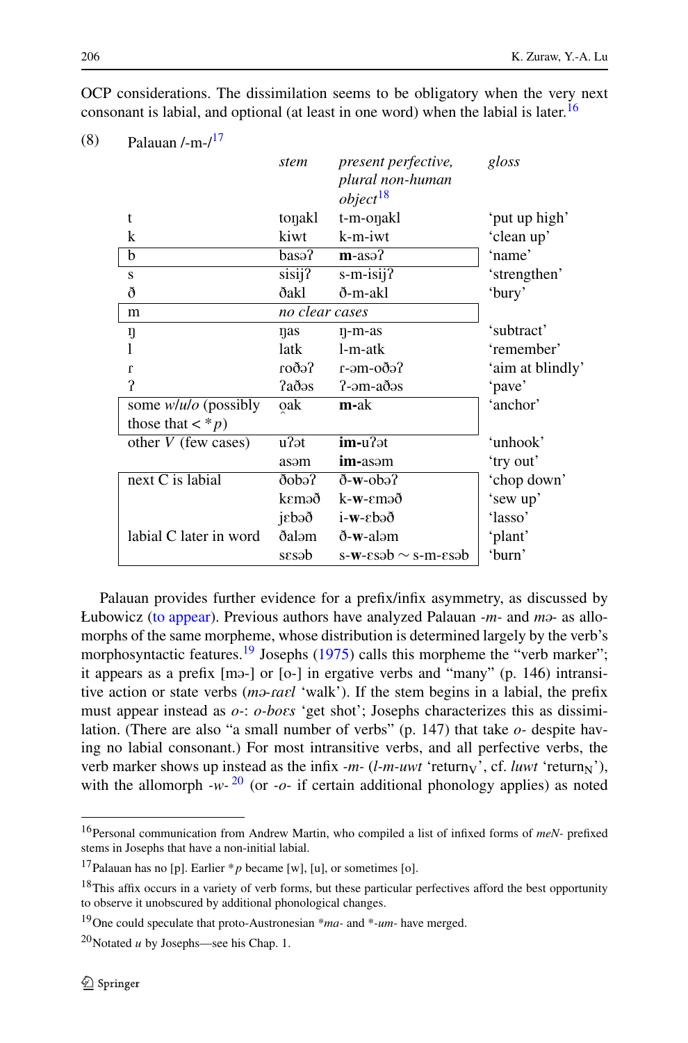OCP considerations. The dissimilation seems to be obligatory when the very next consonant is labial, and optional (at least in one word) when the labial is later.[16]

(8) Palauan /-m-/[17]

| | *stem* | *present perfective, plural non-human object*[18] | *gloss* |
|---|---|---|---|
| t | toŋakl | t-m-oŋakl | 'put up high' |
| k | kiwt | k-m-iwt | 'clean up' |
| b | basəʔ | **m**-asəʔ | 'name' |
| s | sisijʔ | s-m-isijʔ | 'strengthen' |
| ð | ðakl | ð-m-akl | 'bury' |
| m | *no clear cases* | | |
| ŋ | ŋas | ŋ-m-as | 'subtract' |
| l | latk | l-m-atk | 'remember' |
| ɾ | ɾoðəʔ | ɾ-əm-oðəʔ | 'aim at blindly' |
| ʔ | ʔaðəs | ʔ-əm-aðəs | 'pave' |
| some *w/u/o* (possibly those that < **p*) | o̥ak | **m**-ak | 'anchor' |
| other *V* (few cases) | uʔət | **im**-uʔət | 'unhook' |
| | asəm | **im**-asəm | 'try out' |
| next C is labial | ðobəʔ | ð-**w**-obəʔ | 'chop down' |
| | kɛməð | k-**w**-ɛməð | 'sew up' |
| | jɛbəð | i-**w**-ɛbəð | 'lasso' |
| labial C later in word | ðaləm | ð-**w**-aləm | 'plant' |
| | sɛsəb | s-**w**-ɛsəb ~ s-m-ɛsəb | 'burn' |

Palauan provides further evidence for a prefix/infix asymmetry, as discussed by Łubowicz (to appear). Previous authors have analyzed Palauan *-m-* and *mə-* as allomorphs of the same morpheme, whose distribution is determined largely by the verb's morphosyntactic features.[19] Josephs (1975) calls this morpheme the "verb marker"; it appears as a prefix [mə-] or [o-] in ergative verbs and "many" (p. 146) intransitive action or state verbs (*mə-ɾaɛl* 'walk'). If the stem begins in a labial, the prefix must appear instead as *o-*: *o-boɛs* 'get shot'; Josephs characterizes this as dissimilation. (There are also "a small number of verbs" (p. 147) that take *o-* despite having no labial consonant.) For most intransitive verbs, and all perfective verbs, the verb marker shows up instead as the infix *-m-* (*l-m-uwt* 'return$_V$', cf. *luwt* 'return$_N$'), with the allomorph *-w-*[20] (or *-o-* if certain additional phonology applies) as noted

[16] Personal communication from Andrew Martin, who compiled a list of infixed forms of *meN-* prefixed stems in Josephs that have a non-initial labial.

[17] Palauan has no [p]. Earlier **p* became [w], [u], or sometimes [o].

[18] This affix occurs in a variety of verb forms, but these particular perfectives afford the best opportunity to observe it unobscured by additional phonological changes.

[19] One could speculate that proto-Austronesian **ma-* and **-um-* have merged.

[20] Notated *u* by Josephs—see his Chap. 1.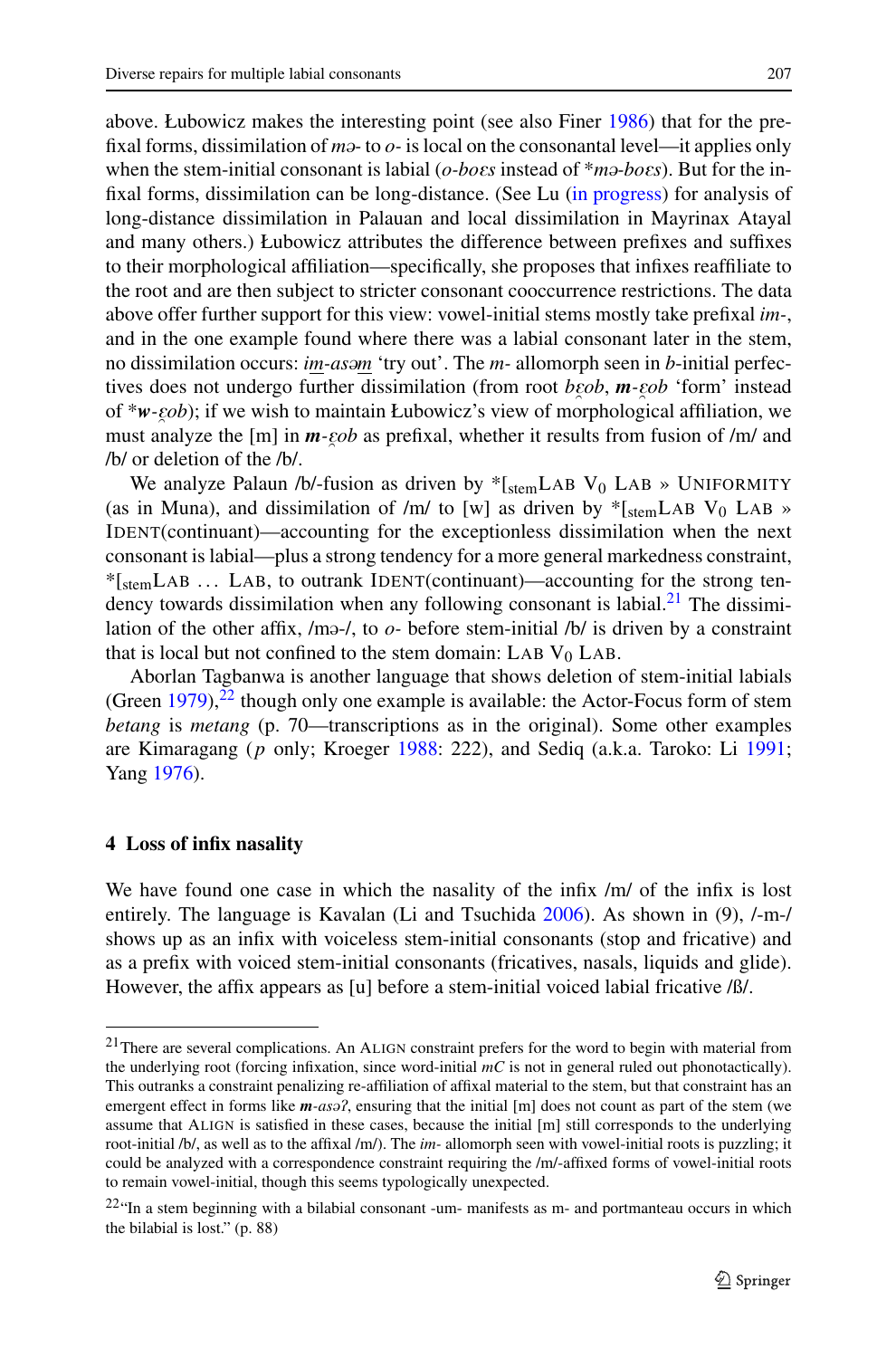above. Łubowicz makes the interesting point (see also Finer 1986) that for the prefixal forms, dissimilation of *mə-* to *o-* is local on the consonantal level—it applies only when the stem-initial consonant is labial (*o-boɛs* instead of *\*mə-boɛs*). But for the infixal forms, dissimilation can be long-distance. (See Lu (in progress) for analysis of long-distance dissimilation in Palauan and local dissimilation in Mayrinax Atayal and many others.) Łubowicz attributes the difference between prefixes and suffixes to their morphological affiliation—specifically, she proposes that infixes reaffiliate to the root and are then subject to stricter consonant cooccurrence restrictions. The data above offer further support for this view: vowel-initial stems mostly take prefixal *im-*, and in the one example found where there was a labial consonant later in the stem, no dissimilation occurs: *im-asəm* 'try out'. The *m-* allomorph seen in *b*-initial perfectives does not undergo further dissimilation (from root *bɛ̯ob*, ***m**-ɛ̯ob* 'form' instead of *\***w**-ɛ̯ob*); if we wish to maintain Łubowicz's view of morphological affiliation, we must analyze the [m] in ***m**-ɛ̯ob* as prefixal, whether it results from fusion of /m/ and /b/ or deletion of the /b/.

We analyze Palaun /b/-fusion as driven by $*[_{\text{stem}}$LAB $V_0$ LAB » UNIFORMITY (as in Muna), and dissimilation of /m/ to [w] as driven by $*[_{\text{stem}}$LAB $V_0$ LAB » IDENT(continuant)—accounting for the exceptionless dissimilation when the next consonant is labial—plus a strong tendency for a more general markedness constraint, $*[_{\text{stem}}$LAB … LAB, to outrank IDENT(continuant)—accounting for the strong tendency towards dissimilation when any following consonant is labial.[21] The dissimilation of the other affix, /mə-/, to *o-* before stem-initial /b/ is driven by a constraint that is local but not confined to the stem domain: LAB $V_0$ LAB.

Aborlan Tagbanwa is another language that shows deletion of stem-initial labials (Green 1979),[22] though only one example is available: the Actor-Focus form of stem *betang* is *metang* (p. 70—transcriptions as in the original). Some other examples are Kimaragang (*p* only; Kroeger 1988: 222), and Sediq (a.k.a. Taroko: Li 1991; Yang 1976).

## 4 Loss of infix nasality

We have found one case in which the nasality of the infix /m/ of the infix is lost entirely. The language is Kavalan (Li and Tsuchida 2006). As shown in (9), /-m-/ shows up as an infix with voiceless stem-initial consonants (stop and fricative) and as a prefix with voiced stem-initial consonants (fricatives, nasals, liquids and glide). However, the affix appears as [u] before a stem-initial voiced labial fricative /ß/.

---

[21] There are several complications. An ALIGN constraint prefers for the word to begin with material from the underlying root (forcing infixation, since word-initial *mC* is not in general ruled out phonotactically). This outranks a constraint penalizing re-affiliation of affixal material to the stem, but that constraint has an emergent effect in forms like ***m**-asəʔ*, ensuring that the initial [m] does not count as part of the stem (we assume that ALIGN is satisfied in these cases, because the initial [m] still corresponds to the underlying root-initial /b/, as well as to the affixal /m/). The *im-* allomorph seen with vowel-initial roots is puzzling; it could be analyzed with a correspondence constraint requiring the /m/-affixed forms of vowel-initial roots to remain vowel-initial, though this seems typologically unexpected.

[22] "In a stem beginning with a bilabial consonant -um- manifests as m- and portmanteau occurs in which the bilabial is lost." (p. 88)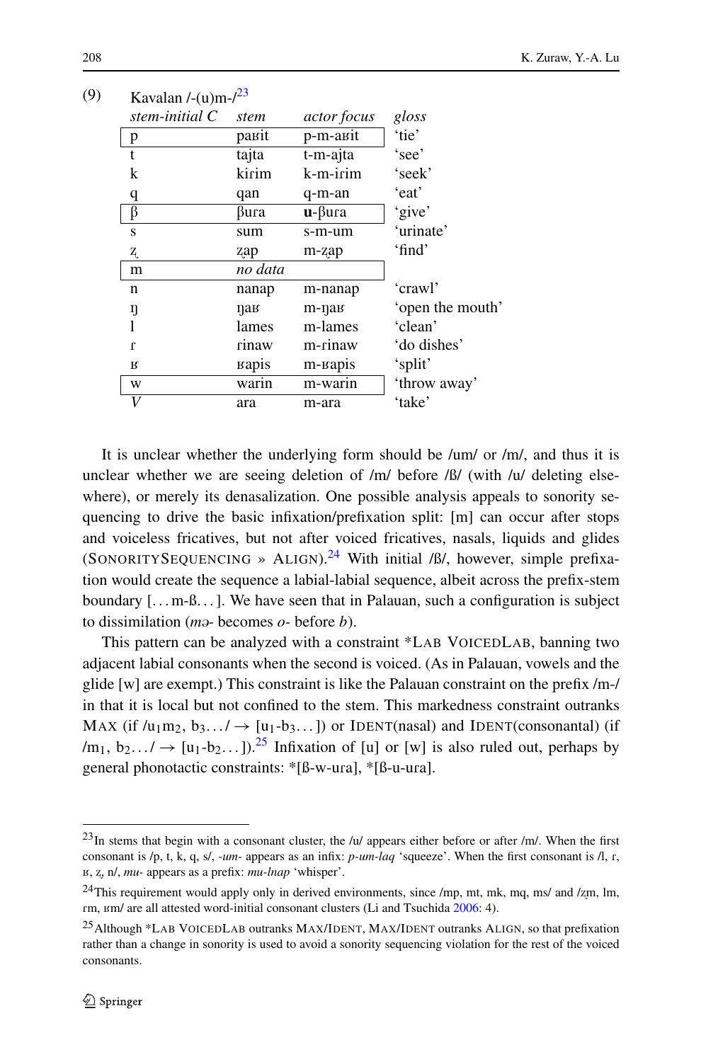(9) Kavalan /-(u)m-/[23]

| *stem-initial C* | *stem* | *actor focus* | *gloss* |
|---|---|---|---|
| p | paʁit | p-m-aʁit | 'tie' |
| t | tajta | t-m-ajta | 'see' |
| k | kiɾim | k-m-iɾim | 'seek' |
| q | qan | q-m-an | 'eat' |
| β | βuɾa | **u**-βuɾa | 'give' |
| s | sum | s-m-um | 'urinate' |
| z̨ | z̨ap | m-z̨ap | 'find' |
| m | *no data* | | |
| n | nanap | m-nanap | 'crawl' |
| ŋ | ŋaʁ | m-ŋaʁ | 'open the mouth' |
| l | lames | m-lames | 'clean' |
| ɾ | ɾinaw | m-ɾinaw | 'do dishes' |
| ʁ | ʁapis | m-ʁapis | 'split' |
| w | warin | m-warin | 'throw away' |
| *V* | ara | m-ara | 'take' |

It is unclear whether the underlying form should be /um/ or /m/, and thus it is unclear whether we are seeing deletion of /m/ before /ß/ (with /u/ deleting elsewhere), or merely its denasalization. One possible analysis appeals to sonority sequencing to drive the basic infixation/prefixation split: [m] can occur after stops and voiceless fricatives, but not after voiced fricatives, nasals, liquids and glides (SONORITYSEQUENCING » ALIGN).[24] With initial /ß/, however, simple prefixation would create the sequence a labial-labial sequence, albeit across the prefix-stem boundary [...m-ß...]. We have seen that in Palauan, such a configuration is subject to dissimilation (*mə-* becomes *o-* before *b*).

This pattern can be analyzed with a constraint *LAB VOICEDLAB, banning two adjacent labial consonants when the second is voiced. (As in Palauan, vowels and the glide [w] are exempt.) This constraint is like the Palauan constraint on the prefix /m-/ in that it is local but not confined to the stem. This markedness constraint outranks MAX (if $/u_1m_2, b_3.../ \rightarrow [u_1\text{-}b_3...]$) or IDENT(nasal) and IDENT(consonantal) (if $/m_1, b_2.../ \rightarrow [u_1\text{-}b_2...]$).[25] Infixation of [u] or [w] is also ruled out, perhaps by general phonotactic constraints: *[ß-w-uɾa], *[ß-u-uɾa].

---

[23] In stems that begin with a consonant cluster, the /u/ appears either before or after /m/. When the first consonant is /p, t, k, q, s/, *-um-* appears as an infix: *p-um-laq* 'squeeze'. When the first consonant is /l, ɾ, ʁ, z̨, n/, *mu-* appears as a prefix: *mu-lnap* 'whisper'.

[24] This requirement would apply only in derived environments, since /mp, mt, mk, mq, ms/ and /z̨m, lm, ɾm, ʁm/ are all attested word-initial consonant clusters (Li and Tsuchida 2006: 4).

[25] Although *LAB VOICEDLAB outranks MAX/IDENT, MAX/IDENT outranks ALIGN, so that prefixation rather than a change in sonority is used to avoid a sonority sequencing violation for the rest of the voiced consonants.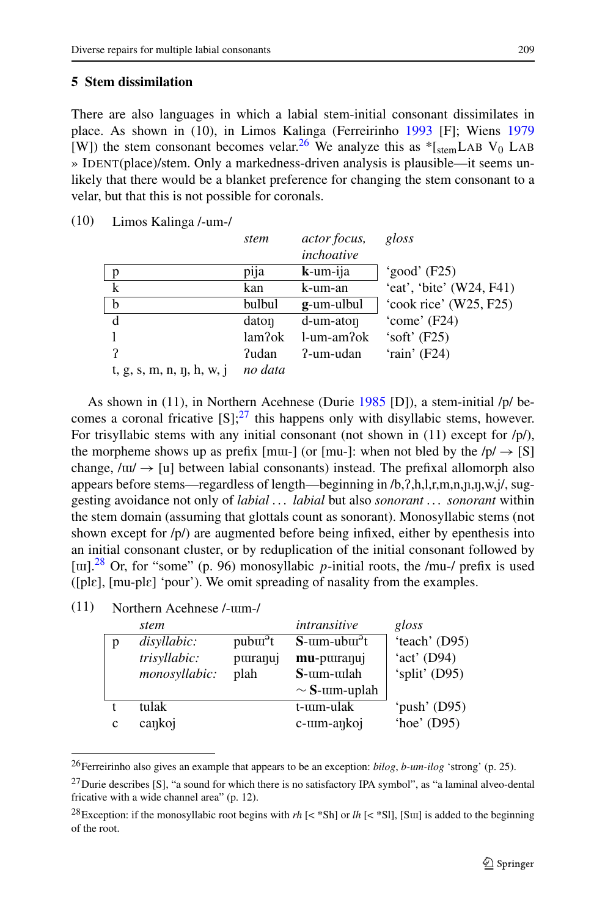## 5 Stem dissimilation

There are also languages in which a labial stem-initial consonant dissimilates in place. As shown in (10), in Limos Kalinga (Ferreirinho 1993 [F]; Wiens 1979 [W]) the stem consonant becomes velar.[26] We analyze this as *[$_{\text{stem}}$LAB V$_0$ LAB » IDENT(place)/stem. Only a markedness-driven analysis is plausible—it seems unlikely that there would be a blanket preference for changing the stem consonant to a velar, but that this is not possible for coronals.

(10) Limos Kalinga /-um-/

| | *stem* | *actor focus, inchoative* | *gloss* |
|---|---|---|---|
| p | pija | **k**-um-ija | 'good' (F25) |
| k | kan | k-um-an | 'eat', 'bite' (W24, F41) |
| b | bulbul | **g**-um-ulbul | 'cook rice' (W25, F25) |
| d | datoŋ | d-um-atoŋ | 'come' (F24) |
| l | lamʔok | l-um-amʔok | 'soft' (F25) |
| ʔ | ʔudan | ʔ-um-udan | 'rain' (F24) |
| t, g, s, m, n, ŋ, h, w, j | *no data* | | |

As shown in (11), in Northern Acehnese (Durie 1985 [D]), a stem-initial /p/ becomes a coronal fricative [S];[27] this happens only with disyllabic stems, however. For trisyllabic stems with any initial consonant (not shown in (11) except for /p/), the morpheme shows up as prefix [mɯ-] (or [mu-]: when not bled by the /p/ → [S] change, /ɯ/ → [u] between labial consonants) instead. The prefixal allomorph also appears before stems—regardless of length—beginning in /b,ʔ,h,l,r,m,n,ɲ,ŋ,w,j/, suggesting avoidance not only of *labial* ... *labial* but also *sonorant* ... *sonorant* within the stem domain (assuming that glottals count as sonorant). Monosyllabic stems (not shown except for /p/) are augmented before being infixed, either by epenthesis into an initial consonant cluster, or by reduplication of the initial consonant followed by [ɯ].[28] Or, for "some" (p. 96) monosyllabic *p*-initial roots, the /mu-/ prefix is used ([plɛ], [mu-plɛ] 'pour'). We omit spreading of nasality from the examples.

(11) Northern Acehnese /-ɯm-/

| | *stem* | | *intransitive* | *gloss* |
|---|---|---|---|---|
| p | *disyllabic:* | pubɯᵊt | **S**-ɯm-ubɯᵊt | 'teach' (D95) |
| | *trisyllabic:* | pɯraɲuj | **mu**-pɯraɲuj | 'act' (D94) |
| | *monosyllabic:* | plah | **S**-ɯm-ɯlah ∼ **S**-ɯm-uplah | 'split' (D95) |
| t | tulak | | t-ɯm-ulak | 'push' (D95) |
| c | caŋkoj | | c-ɯm-aŋkoj | 'hoe' (D95) |

---

[26] Ferreirinho also gives an example that appears to be an exception: *bilog*, *b-um-ilog* 'strong' (p. 25).

[27] Durie describes [S], "a sound for which there is no satisfactory IPA symbol", as "a laminal alveo-dental fricative with a wide channel area" (p. 12).

[28] Exception: if the monosyllabic root begins with *rh* [< *Sh] or *lh* [< *Sl], [Sɯ] is added to the beginning of the root.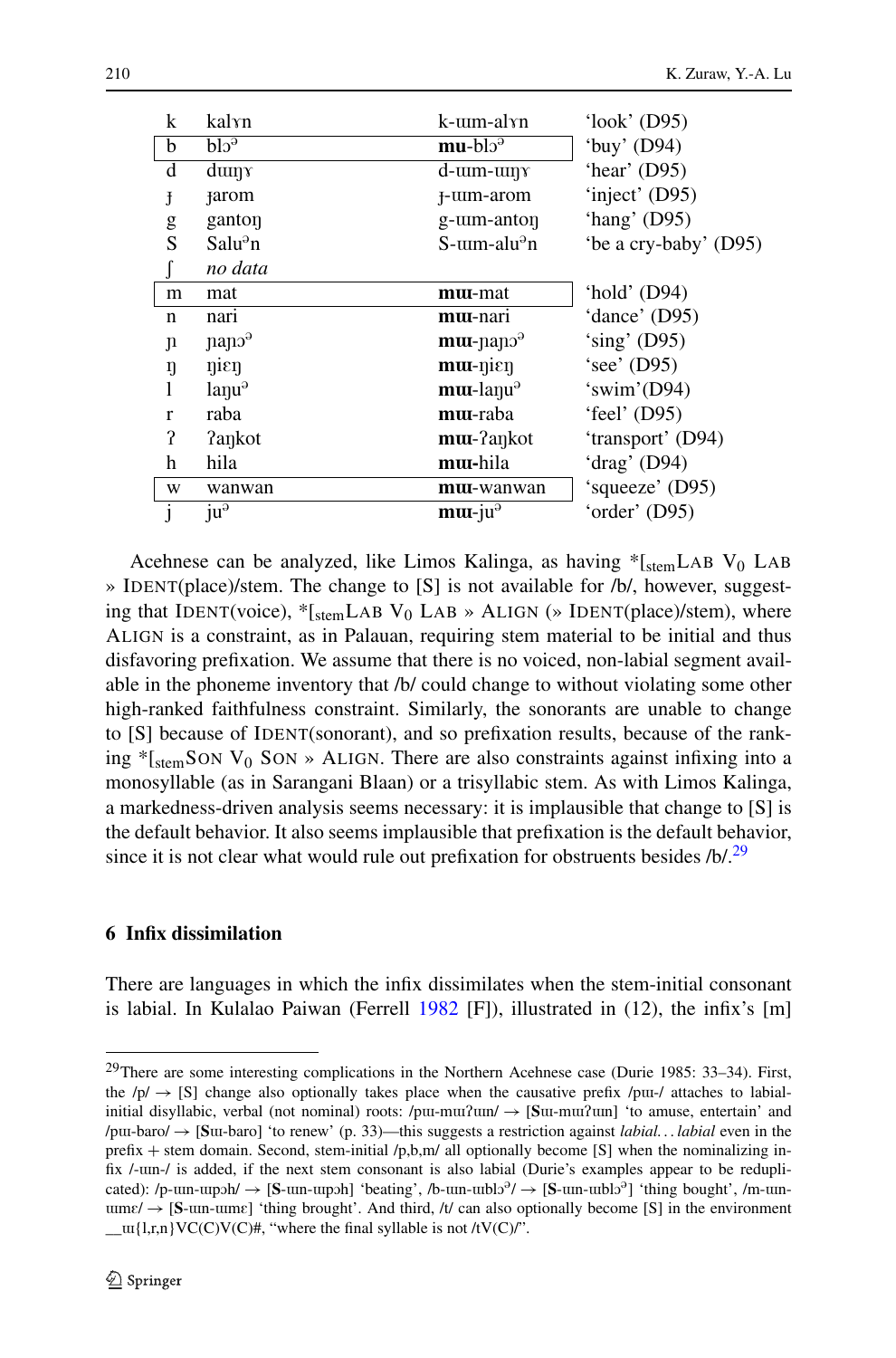| | | | |
|---|---|---|---|
| k | kalɤn | k-ɯm-alɤn | 'look' (D95) |
| b | blɔᵊ | **mɯ**-blɔᵊ | 'buy' (D94) |
| d | dɯŋɤ | d-ɯm-ɯŋɤ | 'hear' (D95) |
| ɟ | ɟarom | ɟ-ɯm-arom | 'inject' (D95) |
| g | gantoŋ | g-ɯm-antoŋ | 'hang' (D95) |
| S | Saluᵊn | S-ɯm-aluᵊn | 'be a cry-baby' (D95) |
| ʃ | *no data* | | |
| m | mat | **mɯ**-mat | 'hold' (D94) |
| n | nari | **mɯ**-nari | 'dance' (D95) |
| ɲ | ɲaɲɔᵊ | **mɯ**-ɲaɲɔᵊ | 'sing' (D95) |
| ŋ | ŋiɛŋ | **mɯ**-ŋiɛŋ | 'see' (D95) |
| l | laŋuᵊ | **mɯ**-laŋuᵊ | 'swim'(D94) |
| r | raba | **mɯ**-raba | 'feel' (D95) |
| ʔ | ʔaŋkot | **mɯ**-ʔaŋkot | 'transport' (D94) |
| h | hila | **mɯ**-hila | 'drag' (D94) |
| w | wanwan | **mɯ**-wanwan | 'squeeze' (D95) |
| j | juᵊ | **mɯ**-juᵊ | 'order' (D95) |

Acehnese can be analyzed, like Limos Kalinga, as having *$[_{stem}$LAB $V_0$ LAB » IDENT(place)/stem. The change to [S] is not available for /b/, however, suggesting that IDENT(voice), *$[_{stem}$LAB $V_0$ LAB » ALIGN (» IDENT(place)/stem), where ALIGN is a constraint, as in Palauan, requiring stem material to be initial and thus disfavoring prefixation. We assume that there is no voiced, non-labial segment available in the phoneme inventory that /b/ could change to without violating some other high-ranked faithfulness constraint. Similarly, the sonorants are unable to change to [S] because of IDENT(sonorant), and so prefixation results, because of the ranking *$[_{stem}$SON $V_0$ SON » ALIGN. There are also constraints against infixing into a monosyllable (as in Sarangani Blaan) or a trisyllabic stem. As with Limos Kalinga, a markedness-driven analysis seems necessary: it is implausible that change to [S] is the default behavior. It also seems implausible that prefixation is the default behavior, since it is not clear what would rule out prefixation for obstruents besides /b/.[29]

## 6 Infix dissimilation

There are languages in which the infix dissimilates when the stem-initial consonant is labial. In Kulalao Paiwan (Ferrell 1982 [F]), illustrated in (12), the infix's [m]

[29]There are some interesting complications in the Northern Acehnese case (Durie 1985: 33–34). First, the /p/ → [S] change also optionally takes place when the causative prefix /pɯ-/ attaches to labial-initial disyllabic, verbal (not nominal) roots: /pɯ-mɯʔɯn/ → [**S**ɯ-mɯʔɯn] 'to amuse, entertain' and /pɯ-baro/ → [**S**ɯ-baro] 'to renew' (p. 33)—this suggests a restriction against *labial…labial* even in the prefix + stem domain. Second, stem-initial /p,b,m/ all optionally become [S] when the nominalizing infix /-ɯn-/ is added, if the next stem consonant is also labial (Durie's examples appear to be reduplicated): /p-ɯn-ɯpɔh/ → [**S**-ɯn-ɯpɔh] 'beating', /b-ɯn-ɯblɔᵊ/ → [**S**-ɯn-ɯblɔᵊ] 'thing bought', /m-ɯn-ɯmɛ/ → [**S**-ɯn-ɯmɛ] 'thing brought'. And third, /t/ can also optionally become [S] in the environment __ɯ{l,r,n}VC(C)V(C)#, "where the final syllable is not /tV(C)/".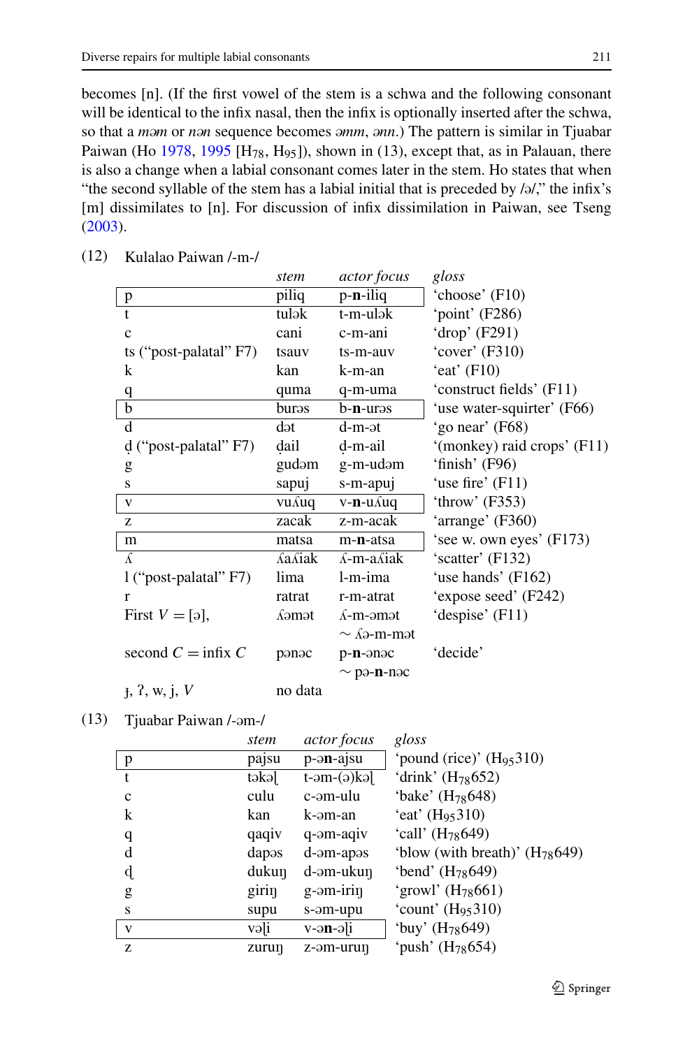becomes [n]. (If the first vowel of the stem is a schwa and the following consonant will be identical to the infix nasal, then the infix is optionally inserted after the schwa, so that a *məm* or *nən* sequence becomes *əmm*, *ənn*.) The pattern is similar in Tjuabar Paiwan (Ho 1978, 1995 [H78, H95]), shown in (13), except that, as in Palauan, there is also a change when a labial consonant comes later in the stem. Ho states that when "the second syllable of the stem has a labial initial that is preceded by /ə/," the infix's [m] dissimilates to [n]. For discussion of infix dissimilation in Paiwan, see Tseng (2003).

(12) Kulalao Paiwan /-m-/

| | *stem* | *actor focus* | *gloss* |
|---|---|---|---|
| p | piliq | p-**n**-iliq | 'choose' (F10) |
| t | tuluk | t-m-uluk | 'point' (F286) |
| c | cani | c-m-ani | 'drop' (F291) |
| ts ("post-palatal" F7) | tsauv | ts-m-auv | 'cover' (F310) |
| k | kan | k-m-an | 'eat' (F10) |
| q | quma | q-m-uma | 'construct fields' (F11) |
| b | burəs | b-**n**-urəs | 'use water-squirter' (F66) |
| d | dət | d-m-ət | 'go near' (F68) |
| ḍ ("post-palatal" F7) | ḍail | ḍ-m-ail | '(monkey) raid crops' (F11) |
| g | gudəm | g-m-udəm | 'finish' (F96) |
| s | sapuj | s-m-apuj | 'use fire' (F11) |
| v | vuʎuq | v-**n**-uʎuq | 'throw' (F353) |
| z | zacak | z-m-acak | 'arrange' (F360) |
| m | matsa | m-**n**-atsa | 'see w. own eyes' (F173) |
| ʎ | ʎaʎiak | ʎ-m-aʎiak | 'scatter' (F132) |
| l ("post-palatal" F7) | lima | l-m-ima | 'use hands' (F162) |
| r | ratrat | r-m-atrat | 'expose seed' (F242) |
| First $V = [ə]$, | ʎəmət | ʎ-m-əmət ~ ʎə-m-mət | 'despise' (F11) |
| second $C$ = infix $C$ | pənəc | p-**n**-ənəc ~ pə-**n**-nəc | 'decide' |
| ɟ, ʔ, w, j, $V$ | no data | | |

(13) Tjuabar Paiwan /-əm-/

| | *stem* | *actor focus* | *gloss* |
|---|---|---|---|
| p | pajsu | p-ə**n**-ajsu | 'pound (rice)' ($H_{95}$310) |
| t | təkəḷ | t-əm-(ə)kəḷ | 'drink' ($H_{78}$652) |
| c | culu | c-əm-ulu | 'bake' ($H_{78}$648) |
| k | kan | k-əm-an | 'eat' ($H_{95}$310) |
| q | qaqiv | q-əm-aqiv | 'call' ($H_{78}$649) |
| d | dapəs | d-əm-apəs | 'blow (with breath)' ($H_{78}$649) |
| ḍ | dukuŋ | ḍ-əm-ukuŋ | 'bend' ($H_{78}$649) |
| g | giriŋ | g-əm-iriŋ | 'growl' ($H_{78}$661) |
| s | supu | s-əm-upu | 'count' ($H_{95}$310) |
| v | vəḷi | v-ə**n**-əḷi | 'buy' ($H_{78}$649) |
| z | zuruŋ | z-əm-uruŋ | 'push' ($H_{78}$654) |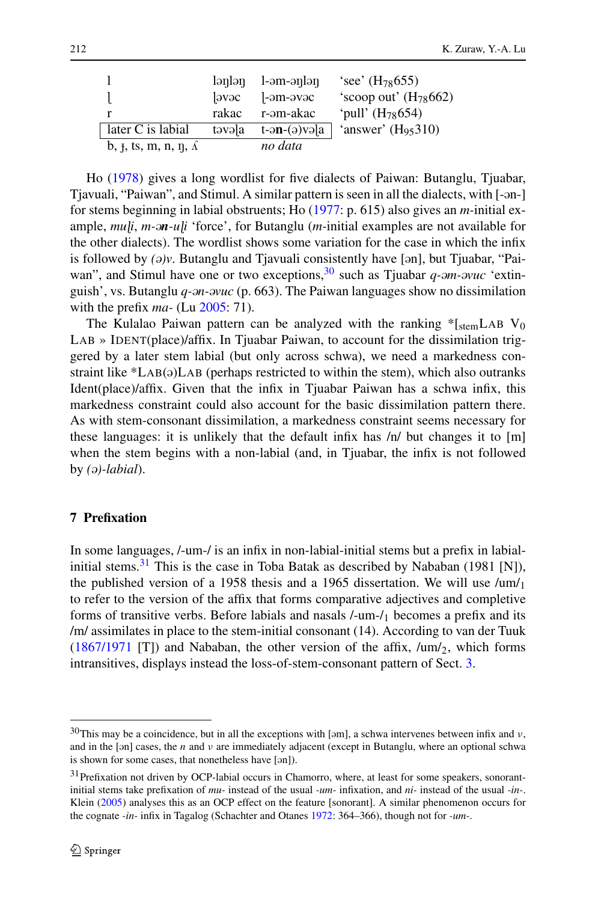| | | | |
|---|---|---|---|
| l | ləŋləŋ | l-ə**m**-əŋləŋ | 'see' ($H_{78}$655) |
| ḷ | ḷəvəc | ḷ-ə**m**-əvəc | 'scoop out' ($H_{78}$662) |
| r | rakac | r-ə**m**-akac | 'pull' ($H_{78}$654) |
| later C is labial | təvəḷa | t-ə**n**-(ə)vəḷa | 'answer' ($H_{95}$310) |
| b, ɟ, ts, m, n, ŋ, ʎ | | *no data* | |

Ho (1978) gives a long wordlist for five dialects of Paiwan: Butanglu, Tjuabar, Tjavuali, "Paiwan", and Stimul. A similar pattern is seen in all the dialects, with [-ən-] for stems beginning in labial obstruents; Ho (1977: p. 615) also gives an *m*-initial example, *muḷi*, *m-ə**n**-uḷi* 'force', for Butanglu (*m*-initial examples are not available for the other dialects). The wordlist shows some variation for the case in which the infix is followed by *(ə)v*. Butanglu and Tjavuali consistently have [ən], but Tjuabar, "Paiwan", and Stimul have one or two exceptions,[30] such as Tjuabar *q-əm-əvuc* 'extinguish', vs. Butanglu *q-ən-əvuc* (p. 663). The Paiwan languages show no dissimilation with the prefix *ma-* (Lu 2005: 71).

The Kulalao Paiwan pattern can be analyzed with the ranking *[$_{\text{stem}}$LAB $V_0$ LAB » IDENT(place)/affix. In Tjuabar Paiwan, to account for the dissimilation triggered by a later stem labial (but only across schwa), we need a markedness constraint like *LAB(ə)LAB (perhaps restricted to within the stem), which also outranks Ident(place)/affix. Given that the infix in Tjuabar Paiwan has a schwa infix, this markedness constraint could also account for the basic dissimilation pattern there. As with stem-consonant dissimilation, a markedness constraint seems necessary for these languages: it is unlikely that the default infix has /n/ but changes it to [m] when the stem begins with a non-labial (and, in Tjuabar, the infix is not followed by *(ə)-labial*).

## 7 Prefixation

In some languages, /-um-/ is an infix in non-labial-initial stems but a prefix in labial-initial stems.[31] This is the case in Toba Batak as described by Nababan (1981 [N]), the published version of a 1958 thesis and a 1965 dissertation. We will use $/\text{um}/_1$ to refer to the version of the affix that forms comparative adjectives and completive forms of transitive verbs. Before labials and nasals $/\text{-um-}/_1$ becomes a prefix and its /m/ assimilates in place to the stem-initial consonant (14). According to van der Tuuk (1867/1971 [T]) and Nababan, the other version of the affix, $/\text{um}/_2$, which forms intransitives, displays instead the loss-of-stem-consonant pattern of Sect. 3.

---

[30] This may be a coincidence, but in all the exceptions with [əm], a schwa intervenes between infix and *v*, and in the [ən] cases, the *n* and *v* are immediately adjacent (except in Butanglu, where an optional schwa is shown for some cases, that nonetheless have [ən]).

[31] Prefixation not driven by OCP-labial occurs in Chamorro, where, at least for some speakers, sonorant-initial stems take prefixation of *mu-* instead of the usual *-um-* infixation, and *ni-* instead of the usual *-in-*. Klein (2005) analyses this as an OCP effect on the feature [sonorant]. A similar phenomenon occurs for the cognate *-in-* infix in Tagalog (Schachter and Otanes 1972: 364–366), though not for *-um-*.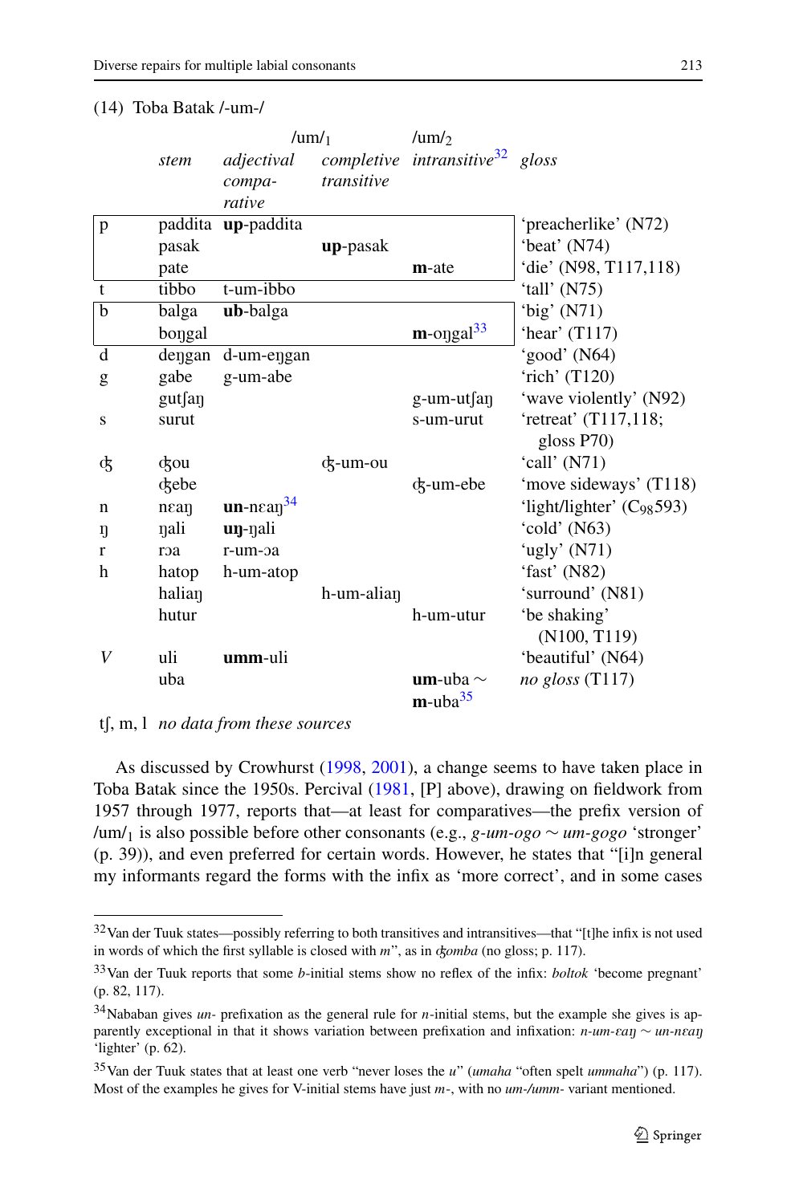(14) Toba Batak /-um-/

| | stem | /um/$_1$ adjectival comparative | /um/$_1$ completive transitive | /um/$_2$ intransitive[32] | gloss |
|---|---|---|---|---|---|
| p | paddita | **up**-paddita | | | 'preacherlike' (N72) |
| | pasak | | **up**-pasak | | 'beat' (N74) |
| | pate | | | **m**-ate | 'die' (N98, T117,118) |
| t | tibbo | t-um-ibbo | | | 'tall' (N75) |
| b | balga | **ub**-balga | | | 'big' (N71) |
| | boŋgal | | | **m**-oŋgal[33] | 'hear' (T117) |
| d | deŋgan | d-um-eŋgan | | | 'good' (N64) |
| g | gabe | g-um-abe | | | 'rich' (T120) |
| | gutʃaŋ | | | g-um-utʃaŋ | 'wave violently' (N92) |
| s | surut | | | s-um-urut | 'retreat' (T117,118; gloss P70) |
| ʤ | ʤou | | ʤ-um-ou | | 'call' (N71) |
| | ʤebe | | | ʤ-um-ebe | 'move sideways' (T118) |
| n | nɛaŋ | **un**-nɛaŋ[34] | | | 'light/lighter' ($C_{98}$593) |
| ŋ | ŋali | **uŋ**-ŋali | | | 'cold' (N63) |
| r | rɔa | r-um-ɔa | | | 'ugly' (N71) |
| h | hatop | h-um-atop | | | 'fast' (N82) |
| | haliaŋ | | h-um-aliaŋ | | 'surround' (N81) |
| | hutur | | | h-um-utur | 'be shaking' (N100, T119) |
| *V* | uli | **umm**-uli | | | 'beautiful' (N64) |
| | uba | | | **um**-uba ∼ **m**-uba[35] | *no gloss* (T117) |

tʃ, m, l *no data from these sources*

As discussed by Crowhurst (1998, 2001), a change seems to have taken place in Toba Batak since the 1950s. Percival (1981, [P] above), drawing on fieldwork from 1957 through 1977, reports that—at least for comparatives—the prefix version of /um/$_1$ is also possible before other consonants (e.g., *g-um-ogo* ∼ *um-gogo* 'stronger' (p. 39)), and even preferred for certain words. However, he states that "[i]n general my informants regard the forms with the infix as 'more correct', and in some cases

---

[32] Van der Tuuk states—possibly referring to both transitives and intransitives—that "[t]he infix is not used in words of which the first syllable is closed with *m*", as in *ʤomba* (no gloss; p. 117).

[33] Van der Tuuk reports that some *b*-initial stems show no reflex of the infix: *boltok* 'become pregnant' (p. 82, 117).

[34] Nababan gives *un-* prefixation as the general rule for *n*-initial stems, but the example she gives is apparently exceptional in that it shows variation between prefixation and infixation: *n-um-ɛaŋ* ∼ *un-nɛaŋ* 'lighter' (p. 62).

[35] Van der Tuuk states that at least one verb "never loses the *u*" (*umaha* "often spelt *ummaha*") (p. 117). Most of the examples he gives for V-initial stems have just *m-*, with no *um-/umm-* variant mentioned.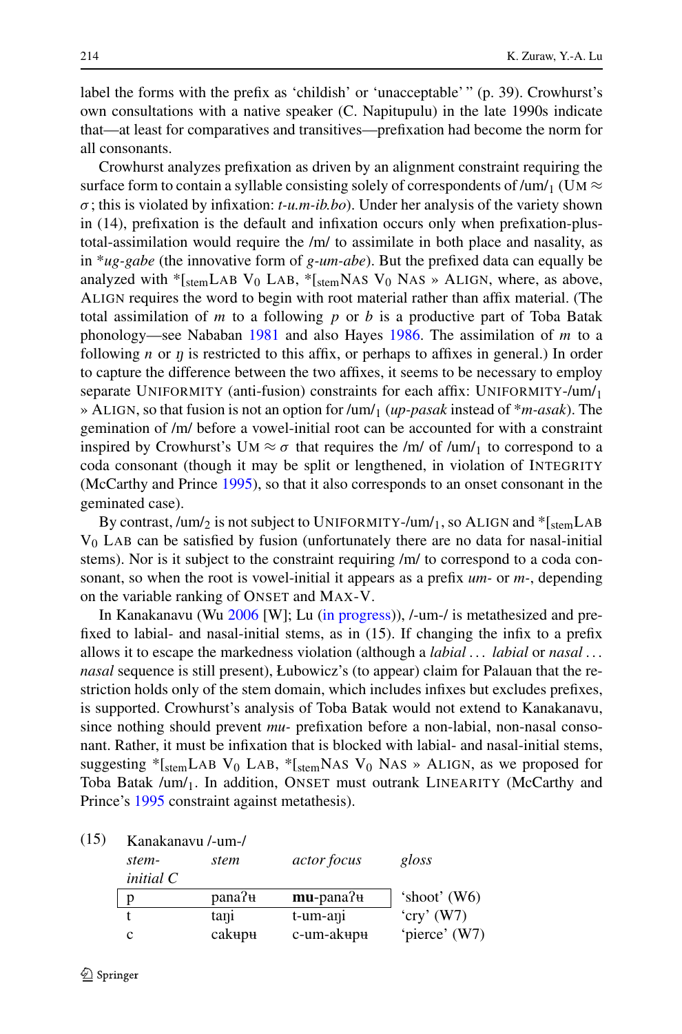label the forms with the prefix as 'childish' or 'unacceptable' " (p. 39). Crowhurst's own consultations with a native speaker (C. Napitupulu) in the late 1990s indicate that—at least for comparatives and transitives—prefixation had become the norm for all consonants.

Crowhurst analyzes prefixation as driven by an alignment constraint requiring the surface form to contain a syllable consisting solely of correspondents of /um/$_1$ (UM $\approx \sigma$; this is violated by infixation: *t-u.m-ib.bo*). Under her analysis of the variety shown in (14), prefixation is the default and infixation occurs only when prefixation-plus-total-assimilation would require the /m/ to assimilate in both place and nasality, as in \**ug-gabe* (the innovative form of *g-um-abe*). But the prefixed data can equally be analyzed with \*[$_{\text{stem}}$LAB V$_0$ LAB, \*[$_{\text{stem}}$NAS V$_0$ NAS » ALIGN, where, as above, ALIGN requires the word to begin with root material rather than affix material. (The total assimilation of *m* to a following *p* or *b* is a productive part of Toba Batak phonology—see Nababan 1981 and also Hayes 1986. The assimilation of *m* to a following *n* or *ŋ* is restricted to this affix, or perhaps to affixes in general.) In order to capture the difference between the two affixes, it seems to be necessary to employ separate UNIFORMITY (anti-fusion) constraints for each affix: UNIFORMITY-/um/$_1$ » ALIGN, so that fusion is not an option for /um/$_1$ (*up-pasak* instead of \**m-asak*). The gemination of /m/ before a vowel-initial root can be accounted for with a constraint inspired by Crowhurst's UM $\approx \sigma$ that requires the /m/ of /um/$_1$ to correspond to a coda consonant (though it may be split or lengthened, in violation of INTEGRITY (McCarthy and Prince 1995), so that it also corresponds to an onset consonant in the geminated case).

By contrast, /um/$_2$ is not subject to UNIFORMITY-/um/$_1$, so ALIGN and \*[$_{\text{stem}}$LAB V$_0$ LAB can be satisfied by fusion (unfortunately there are no data for nasal-initial stems). Nor is it subject to the constraint requiring /m/ to correspond to a coda consonant, so when the root is vowel-initial it appears as a prefix *um-* or *m-*, depending on the variable ranking of ONSET and MAX-V.

In Kanakanavu (Wu 2006 [W]; Lu (in progress)), /-um-/ is metathesized and prefixed to labial- and nasal-initial stems, as in (15). If changing the infix to a prefix allows it to escape the markedness violation (although a *labial* ... *labial* or *nasal* ... *nasal* sequence is still present), Łubowicz's (to appear) claim for Palauan that the restriction holds only of the stem domain, which includes infixes but excludes prefixes, is supported. Crowhurst's analysis of Toba Batak would not extend to Kanakanavu, since nothing should prevent *mu-* prefixation before a non-labial, non-nasal consonant. Rather, it must be infixation that is blocked with labial- and nasal-initial stems, suggesting \*[$_{\text{stem}}$LAB V$_0$ LAB, \*[$_{\text{stem}}$NAS V$_0$ NAS » ALIGN, as we proposed for Toba Batak /um/$_1$. In addition, ONSET must outrank LINEARITY (McCarthy and Prince's 1995 constraint against metathesis).

(15) Kanakanavu /-um-/

| *stem-initial C* | *stem* | *actor focus* | *gloss* |
|---|---|---|---|
| p | panaʔʉ | **mu**-panaʔʉ | 'shoot' (W6) |
| t | taŋi | t-um-aŋi | 'cry' (W7) |
| c | cakʉpʉ | c-um-akʉpʉ | 'pierce' (W7) |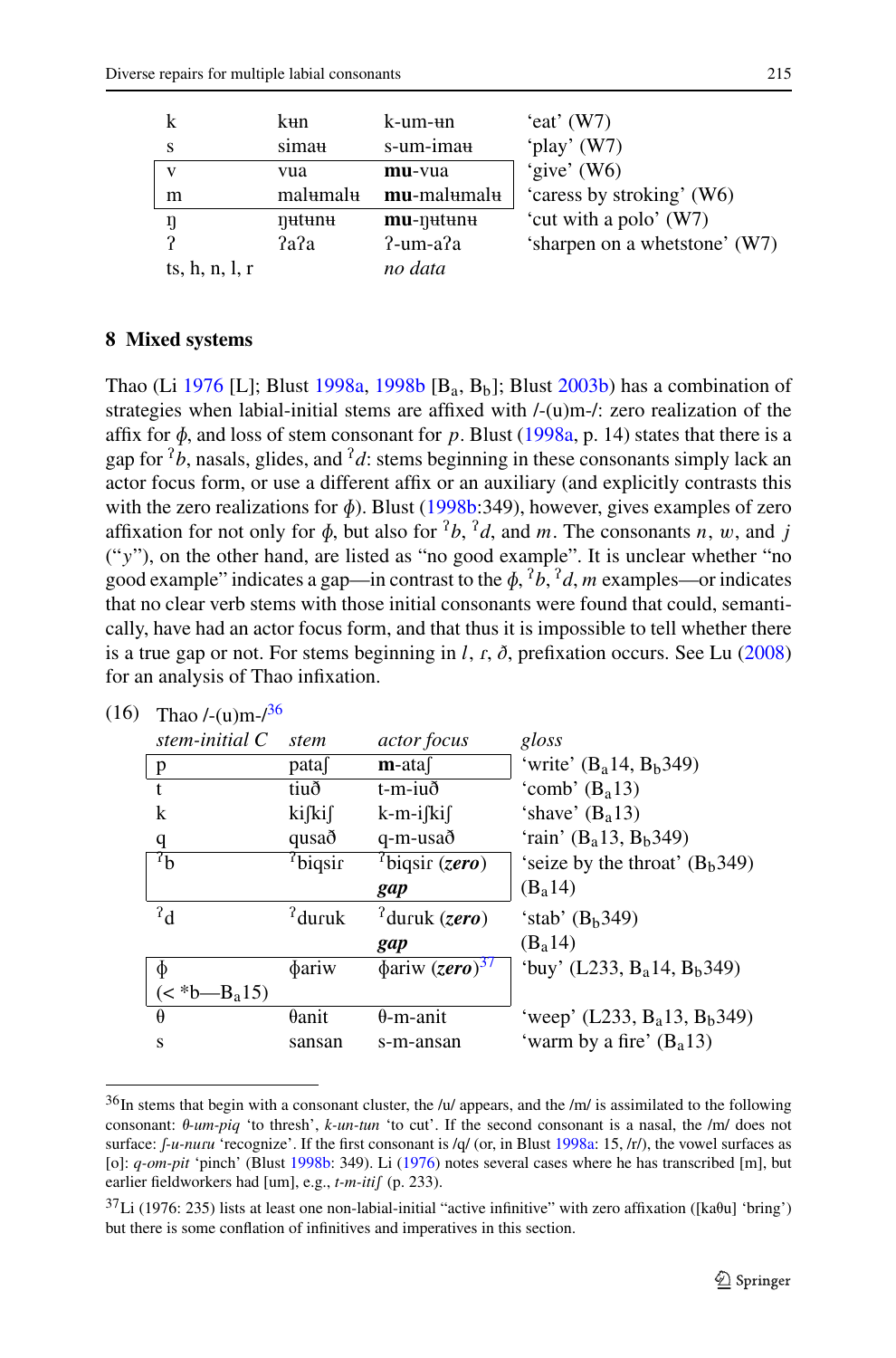| | | | |
|---|---|---|---|
| k | kʉn | k-um-ʉn | 'eat' (W7) |
| s | simaʉ | s-um-imaʉ | 'play' (W7) |
| v | vua | **mu**-vua | 'give' (W6) |
| m | malʉmalʉ | **mu**-malʉmalʉ | 'caress by stroking' (W6) |
| ŋ | ŋʉtʉnʉ | **mu**-ŋʉtʉnʉ | 'cut with a polo' (W7) |
| ʔ | ʔaʔa | ʔ-um-aʔa | 'sharpen on a whetstone' (W7) |
| ts, h, n, l, r | | *no data* | |

## 8 Mixed systems

Thao (Li 1976 [L]; Blust 1998a, 1998b [$B_a$, $B_b$]; Blust 2003b) has a combination of strategies when labial-initial stems are affixed with /-(u)m-/: zero realization of the affix for *ɸ*, and loss of stem consonant for *p*. Blust (1998a, p. 14) states that there is a gap for *ˀb*, nasals, glides, and *ˀd*: stems beginning in these consonants simply lack an actor focus form, or use a different affix or an auxiliary (and explicitly contrasts this with the zero realizations for *ɸ*). Blust (1998b:349), however, gives examples of zero affixation for not only for *ɸ*, but also for *ˀb*, *ˀd*, and *m*. The consonants *n*, *w*, and *j* ("*y*"), on the other hand, are listed as "no good example". It is unclear whether "no good example" indicates a gap—in contrast to the *ɸ*, *ˀb*, *ˀd*, *m* examples—or indicates that no clear verb stems with those initial consonants were found that could, semantically, have had an actor focus form, and that thus it is impossible to tell whether there is a true gap or not. For stems beginning in *l*, *ɾ*, *ð*, prefixation occurs. See Lu (2008) for an analysis of Thao infixation.

(16) Thao /-(u)m-/[36]

| *stem-initial C* | *stem* | *actor focus* | *gloss* |
|---|---|---|---|
| p | pataʃ | **m**-ataʃ | 'write' ($B_a$14, $B_b$349) |
| t | tiuð | t-m-iuð | 'comb' ($B_a$13) |
| k | kiʃkiʃ | k-m-iʃkiʃ | 'shave' ($B_a$13) |
| q | qusað | q-m-usað | 'rain' ($B_a$13, $B_b$349) |
| ˀb | ˀbiqsiɾ | ˀbiqsiɾ (***zero***) | 'seize by the throat' ($B_b$349) |
| | | ***gap*** | ($B_a$14) |
| ˀd | ˀduɾuk | ˀduɾuk (***zero***) | 'stab' ($B_b$349) |
| | | ***gap*** | ($B_a$14) |
| ɸ (< *b—$B_a$15) | ɸariw | ɸariw (***zero***)[37] | 'buy' (L233, $B_a$14, $B_b$349) |
| θ | θanit | θ-m-anit | 'weep' (L233, $B_a$13, $B_b$349) |
| s | sansan | s-m-ansan | 'warm by a fire' ($B_a$13) |

[36] In stems that begin with a consonant cluster, the /u/ appears, and the /m/ is assimilated to the following consonant: *θ-um-piq* 'to thresh', *k-un-tun* 'to cut'. If the second consonant is a nasal, the /m/ does not surface: *ʃ-u-nuɾu* 'recognize'. If the first consonant is /q/ (or, in Blust 1998a: 15, /r/), the vowel surfaces as [o]: *q-om-pit* 'pinch' (Blust 1998b: 349). Li (1976) notes several cases where he has transcribed [m], but earlier fieldworkers had [um], e.g., *t-m-itiʃ* (p. 233).

[37] Li (1976: 235) lists at least one non-labial-initial "active infinitive" with zero affixation ([kaθu] 'bring') but there is some conflation of infinitives and imperatives in this section.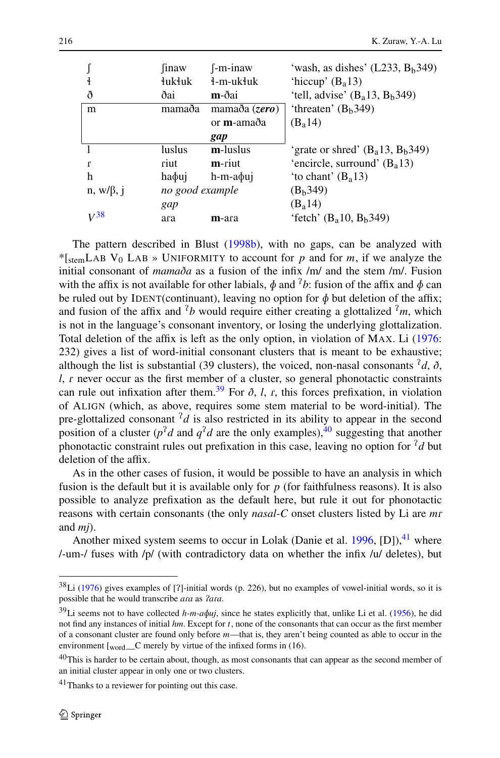| | | | |
|---|---|---|---|
| ʃ | ʃinaw | ʃ-m-inaw | 'wash, as dishes' (L233, $B_b$349) |
| ɬ | ɬukɬuk | ɬ-m-ukɬuk | 'hiccup' ($B_a$13) |
| ð | ðai | **m**-ðai | 'tell, advise' ($B_a$13, $B_b$349) |
| m | mamaða | mamaða (***zero***) or **m**-amaða ***gap*** | 'threaten' ($B_b$349) ($B_a$14) |
| l | luslus | **m**-luslus | 'grate or shred' ($B_a$13, $B_b$349) |
| ɾ | ɾiut | **m**-ɾiut | 'encircle, surround' ($B_a$13) |
| h | haɸuj | h-m-aɸuj | 'to chant' ($B_a$13) |
| n, w/β, j | *no good example* | | ($B_b$349) |
| | *gap* | | ($B_a$14) |
| *V*[38] | aɾa | **m**-aɾa | 'fetch' ($B_a$10, $B_b$349) |

The pattern described in Blust (1998b), with no gaps, can be analyzed with *[$_{\text{stem}}$LAB $V_0$ LAB » UNIFORMITY to account for *p* and for *m*, if we analyze the initial consonant of *mamaða* as a fusion of the infix /m/ and the stem /m/. Fusion with the affix is not available for other labials, *ɸ* and *ˀb*: fusion of the affix and *ɸ* can be ruled out by IDENT(continuant), leaving no option for *ɸ* but deletion of the affix; and fusion of the affix and *ˀb* would require either creating a glottalized *ˀm*, which is not in the language's consonant inventory, or losing the underlying glottalization. Total deletion of the affix is left as the only option, in violation of MAX. Li (1976: 232) gives a list of word-initial consonant clusters that is meant to be exhaustive; although the list is substantial (39 clusters), the voiced, non-nasal consonants *ˀd*, *ð*, *l*, *ɾ* never occur as the first member of a cluster, so general phonotactic constraints can rule out infixation after them.[39] For *ð*, *l*, *ɾ*, this forces prefixation, in violation of ALIGN (which, as above, requires some stem material to be word-initial). The pre-glottalized consonant *ˀd* is also restricted in its ability to appear in the second position of a cluster (*pˀd* and *qˀd* are the only examples),[40] suggesting that another phonotactic constraint rules out prefixation in this case, leaving no option for *ˀd* but deletion of the affix.

As in the other cases of fusion, it would be possible to have an analysis in which fusion is the default but it is available only for *p* (for faithfulness reasons). It is also possible to analyze prefixation as the default here, but rule it out for phonotactic reasons with certain consonants (the only *nasal-C* onset clusters listed by Li are *mɾ* and *mj*).

Another mixed system seems to occur in Lolak (Danie et al. 1996, [D]),[41] where /-um-/ fuses with /p/ (with contradictory data on whether the infix /u/ deletes), but

[38] Li (1976) gives examples of [ʔ]-initial words (p. 226), but no examples of vowel-initial words, so it is possible that he would transcribe *aɾa* as *ʔaɾa*.

[39] Li seems not to have collected *h-m-aɸuj*, since he states explicitly that, unlike Li et al. (1956), he did not find any instances of initial *hm*. Except for *t*, none of the consonants that can occur as the first member of a consonant cluster are found only before *m*—that is, they aren't being counted as able to occur in the environment [$_{\text{word}}$__C merely by virtue of the infixed forms in (16).

[40] This is harder to be certain about, though, as most consonants that can appear as the second member of an initial cluster appear in only one or two clusters.

[41] Thanks to a reviewer for pointing out this case.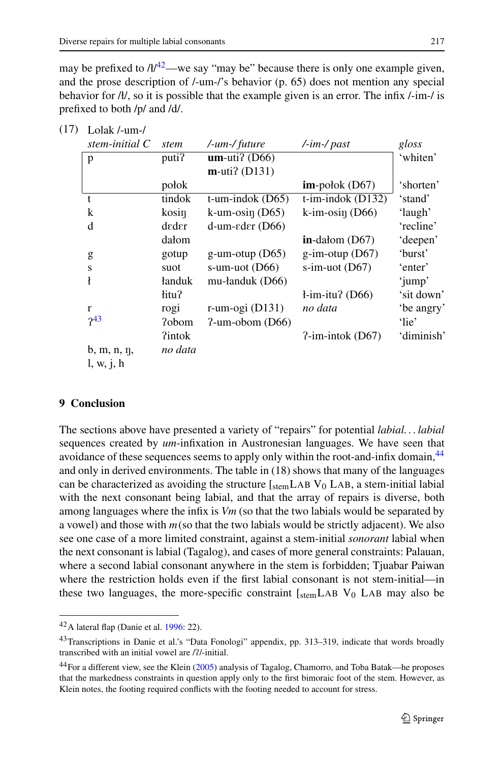may be prefixed to /ɬ/[42]—we say "may be" because there is only one example given, and the prose description of /-um-/'s behavior (p. 65) does not mention any special behavior for /ɬ/, so it is possible that the example given is an error. The infix /-im-/ is prefixed to both /p/ and /d/.

(17) Lolak /-um-/

| *stem-initial C* | *stem* | */-um-/ future* | */-im-/ past* | *gloss* |
|---|---|---|---|---|
| p | putiʔ | **um**-utiʔ (D66) **m**-utiʔ (D131) | | 'whiten' |
| | połok | | **im**-połok (D67) | 'shorten' |
| t | tindok | t-um-indok (D65) | t-im-indok (D132) | 'stand' |
| k | kosiŋ | k-um-osiŋ (D65) | k-im-osiŋ (D66) | 'laugh' |
| d | dɛdɛr | d-um-ɛdɛr (D66) | | 'recline' |
| | dałom | | **in**-dałom (D67) | 'deepen' |
| g | gotup | g-um-otup (D65) | g-im-otup (D67) | 'burst' |
| s | suot | s-um-uot (D66) | s-im-uot (D67) | 'enter' |
| ɬ | ɬanduk | mu-ɬanduk (D66) | | 'jump' |
| | ɬituʔ | | ɬ-im-ituʔ (D66) | 'sit down' |
| r | rogi | r-um-ogi (D131) | *no data* | 'be angry' |
| ʔ[43] | ʔobom | ʔ-um-obom (D66) | | 'lie' |
| | ʔintok | | ʔ-im-intok (D67) | 'diminish' |
| b, m, n, ŋ, l, w, j, h | *no data* | | | |

## 9 Conclusion

The sections above have presented a variety of "repairs" for potential *labial... labial* sequences created by *um*-infixation in Austronesian languages. We have seen that avoidance of these sequences seems to apply only within the root-and-infix domain,[44] and only in derived environments. The table in (18) shows that many of the languages can be characterized as avoiding the structure [$_{\text{stem}}$LAB $V_0$ LAB, a stem-initial labial with the next consonant being labial, and that the array of repairs is diverse, both among languages where the infix is *Vm* (so that the two labials would be separated by a vowel) and those with *m* (so that the two labials would be strictly adjacent). We also see one case of a more limited constraint, against a stem-initial *sonorant* labial when the next consonant is labial (Tagalog), and cases of more general constraints: Palauan, where a second labial consonant anywhere in the stem is forbidden; Tjuabar Paiwan where the restriction holds even if the first labial consonant is not stem-initial—in these two languages, the more-specific constraint [$_{\text{stem}}$LAB $V_0$ LAB may also be

[42] A lateral flap (Danie et al. 1996: 22).

[43] Transcriptions in Danie et al.'s "Data Fonologi" appendix, pp. 313–319, indicate that words broadly transcribed with an initial vowel are /ʔ/-initial.

[44] For a different view, see the Klein (2005) analysis of Tagalog, Chamorro, and Toba Batak—he proposes that the markedness constraints in question apply only to the first bimoraic foot of the stem. However, as Klein notes, the footing required conflicts with the footing needed to account for stress.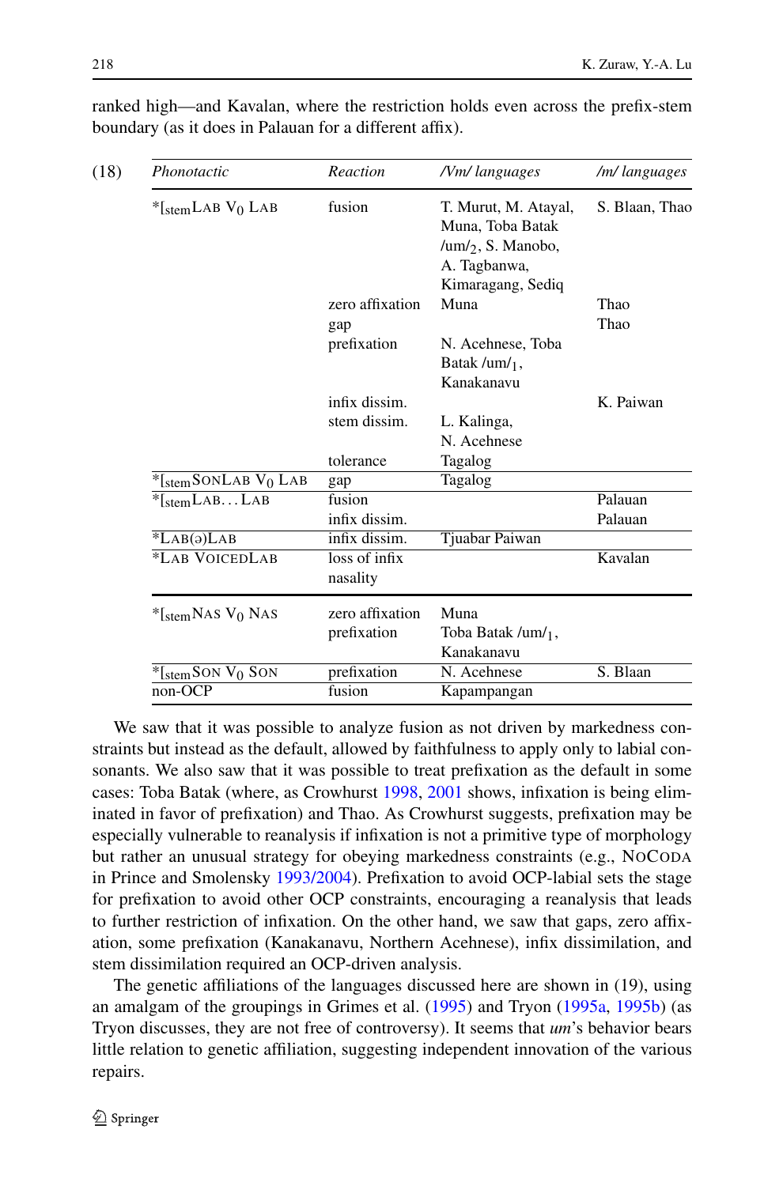ranked high—and Kavalan, where the restriction holds even across the prefix-stem boundary (as it does in Palauan for a different affix).

(18)

| *Phonotactic* | *Reaction* | */Vm/ languages* | */m/ languages* |
|---|---|---|---|
| $*[_{stem}$LAB $V_0$ LAB | fusion | T. Murut, M. Atayal, Muna, Toba Batak /um/$_2$, S. Manobo, A. Tagbanwa, Kimaragang, Sediq | S. Blaan, Thao |
| | zero affixation | Muna | Thao |
| | gap | | Thao |
| | prefixation | N. Acehnese, Toba Batak /um/$_1$, Kanakanavu | |
| | infix dissim. | | K. Paiwan |
| | stem dissim. | L. Kalinga, N. Acehnese | |
| | tolerance | Tagalog | |
| $*[_{stem}$SONLAB $V_0$ LAB | gap | Tagalog | |
| $*[_{stem}$LAB...LAB | fusion | | Palauan |
| | infix dissim. | | Palauan |
| *LAB(ə)LAB | infix dissim. | Tjuabar Paiwan | |
| *LAB VOICEDLAB | loss of infix nasality | | Kavalan |
| $*[_{stem}$NAS $V_0$ NAS | zero affixation | Muna | |
| | prefixation | Toba Batak /um/$_1$, Kanakanavu | |
| $*[_{stem}$SON $V_0$ SON | prefixation | N. Acehnese | S. Blaan |
| non-OCP | fusion | Kapampangan | |

We saw that it was possible to analyze fusion as not driven by markedness constraints but instead as the default, allowed by faithfulness to apply only to labial consonants. We also saw that it was possible to treat prefixation as the default in some cases: Toba Batak (where, as Crowhurst 1998, 2001 shows, infixation is being eliminated in favor of prefixation) and Thao. As Crowhurst suggests, prefixation may be especially vulnerable to reanalysis if infixation is not a primitive type of morphology but rather an unusual strategy for obeying markedness constraints (e.g., NOCODA in Prince and Smolensky 1993/2004). Prefixation to avoid OCP-labial sets the stage for prefixation to avoid other OCP constraints, encouraging a reanalysis that leads to further restriction of infixation. On the other hand, we saw that gaps, zero affixation, some prefixation (Kanakanavu, Northern Acehnese), infix dissimilation, and stem dissimilation required an OCP-driven analysis.

The genetic affiliations of the languages discussed here are shown in (19), using an amalgam of the groupings in Grimes et al. (1995) and Tryon (1995a, 1995b) (as Tryon discusses, they are not free of controversy). It seems that *um*'s behavior bears little relation to genetic affiliation, suggesting independent innovation of the various repairs.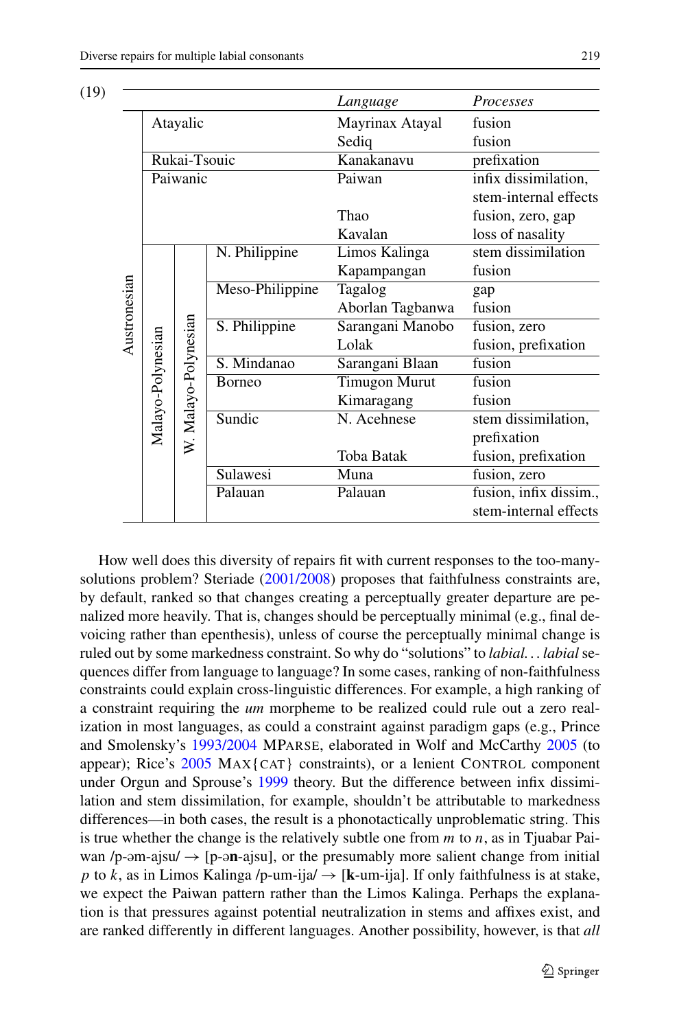(19)

| | | | | *Language* | *Processes* |
|---|---|---|---|---|---|
| Austronesian | Atayalic | | | Mayrinax Atayal | fusion |
| | | | | Sediq | fusion |
| | Rukai-Tsouic | | | Kanakanavu | prefixation |
| | Paiwanic | | | Paiwan | infix dissimilation, stem-internal effects |
| | | | | Thao | fusion, zero, gap |
| | | | | Kavalan | loss of nasality |
| | Malayo-Polynesian | W. Malayo-Polynesian | N. Philippine | Limos Kalinga | stem dissimilation |
| | | | | Kapampangan | fusion |
| | | | Meso-Philippine | Tagalog | gap |
| | | | | Aborlan Tagbanwa | fusion |
| | | | S. Philippine | Sarangani Manobo | fusion, zero |
| | | | | Lolak | fusion, prefixation |
| | | | S. Mindanao | Sarangani Blaan | fusion |
| | | | Borneo | Timugon Murut | fusion |
| | | | | Kimaragang | fusion |
| | | | Sundic | N. Acehnese | stem dissimilation, prefixation |
| | | | | Toba Batak | fusion, prefixation |
| | | | Sulawesi | Muna | fusion, zero |
| | | | Palauan | Palauan | fusion, infix dissim., stem-internal effects |

How well does this diversity of repairs fit with current responses to the too-many-solutions problem? Steriade (2001/2008) proposes that faithfulness constraints are, by default, ranked so that changes creating a perceptually greater departure are penalized more heavily. That is, changes should be perceptually minimal (e.g., final devoicing rather than epenthesis), unless of course the perceptually minimal change is ruled out by some markedness constraint. So why do "solutions" to *labial... labial* sequences differ from language to language? In some cases, ranking of non-faithfulness constraints could explain cross-linguistic differences. For example, a high ranking of a constraint requiring the *um* morpheme to be realized could rule out a zero realization in most languages, as could a constraint against paradigm gaps (e.g., Prince and Smolensky's 1993/2004 MPARSE, elaborated in Wolf and McCarthy 2005 (to appear); Rice's 2005 MAX{CAT} constraints), or a lenient CONTROL component under Orgun and Sprouse's 1999 theory. But the difference between infix dissimilation and stem dissimilation, for example, shouldn't be attributable to markedness differences—in both cases, the result is a phonotactically unproblematic string. This is true whether the change is the relatively subtle one from *m* to *n*, as in Tjuabar Paiwan /p-əm-ajsu/ → [p-ə**n**-ajsu], or the presumably more salient change from initial *p* to *k*, as in Limos Kalinga /p-um-ija/ → [**k**-um-ija]. If only faithfulness is at stake, we expect the Paiwan pattern rather than the Limos Kalinga. Perhaps the explanation is that pressures against potential neutralization in stems and affixes exist, and are ranked differently in different languages. Another possibility, however, is that *all*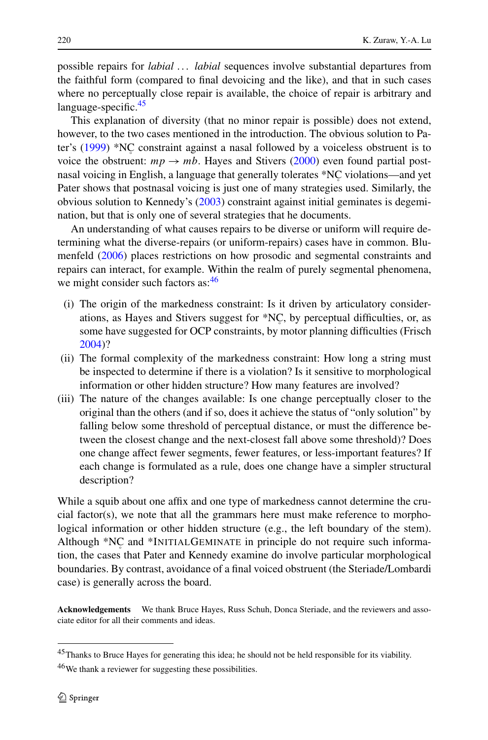possible repairs for *labial* ... *labial* sequences involve substantial departures from the faithful form (compared to final devoicing and the like), and that in such cases where no perceptually close repair is available, the choice of repair is arbitrary and language-specific.[45]

This explanation of diversity (that no minor repair is possible) does not extend, however, to the two cases mentioned in the introduction. The obvious solution to Pater's (1999) *NC̥ constraint against a nasal followed by a voiceless obstruent is to voice the obstruent: *mp* → *mb*. Hayes and Stivers (2000) even found partial postnasal voicing in English, a language that generally tolerates *NC̥ violations—and yet Pater shows that postnasal voicing is just one of many strategies used. Similarly, the obvious solution to Kennedy's (2003) constraint against initial geminates is degemination, but that is only one of several strategies that he documents.

An understanding of what causes repairs to be diverse or uniform will require determining what the diverse-repairs (or uniform-repairs) cases have in common. Blumenfeld (2006) places restrictions on how prosodic and segmental constraints and repairs can interact, for example. Within the realm of purely segmental phenomena, we might consider such factors as:[46]

(i) The origin of the markedness constraint: Is it driven by articulatory considerations, as Hayes and Stivers suggest for *NC̥, by perceptual difficulties, or, as some have suggested for OCP constraints, by motor planning difficulties (Frisch 2004)?
(ii) The formal complexity of the markedness constraint: How long a string must be inspected to determine if there is a violation? Is it sensitive to morphological information or other hidden structure? How many features are involved?
(iii) The nature of the changes available: Is one change perceptually closer to the original than the others (and if so, does it achieve the status of "only solution" by falling below some threshold of perceptual distance, or must the difference between the closest change and the next-closest fall above some threshold)? Does one change affect fewer segments, fewer features, or less-important features? If each change is formulated as a rule, does one change have a simpler structural description?

While a squib about one affix and one type of markedness cannot determine the crucial factor(s), we note that all the grammars here must make reference to morphological information or other hidden structure (e.g., the left boundary of the stem). Although *NC̥ and *INITIALGEMINATE in principle do not require such information, the cases that Pater and Kennedy examine do involve particular morphological boundaries. By contrast, avoidance of a final voiced obstruent (the Steriade/Lombardi case) is generally across the board.

**Acknowledgements** We thank Bruce Hayes, Russ Schuh, Donca Steriade, and the reviewers and associate editor for all their comments and ideas.

[45] Thanks to Bruce Hayes for generating this idea; he should not be held responsible for its viability.

[46] We thank a reviewer for suggesting these possibilities.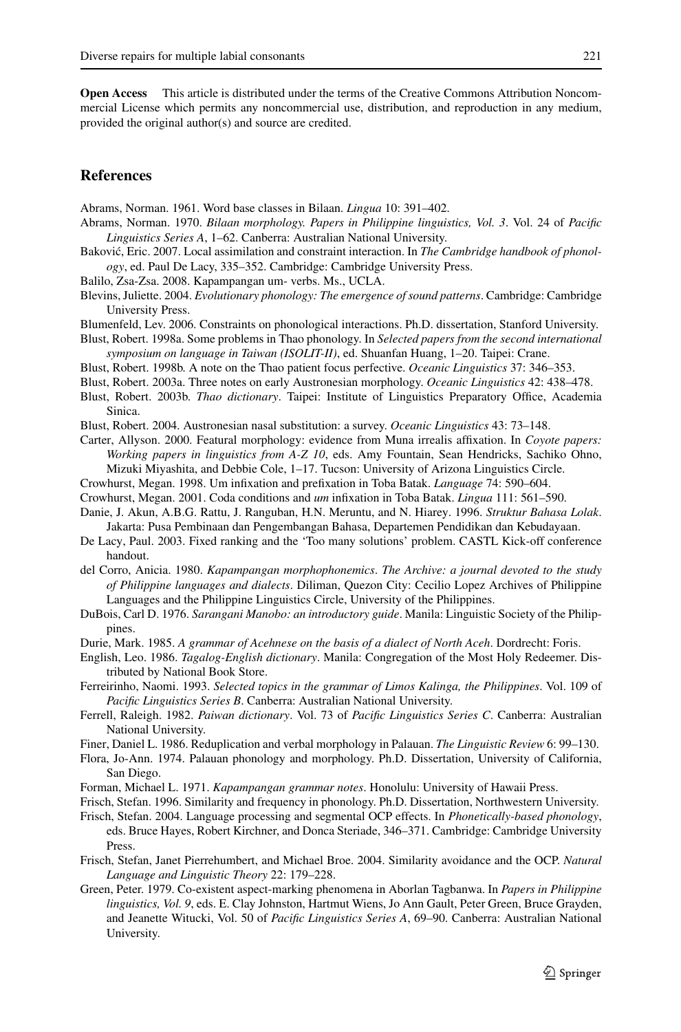**Open Access** This article is distributed under the terms of the Creative Commons Attribution Noncommercial License which permits any noncommercial use, distribution, and reproduction in any medium, provided the original author(s) and source are credited.

## References

Abrams, Norman. 1961. Word base classes in Bilaan. *Lingua* 10: 391–402.

Abrams, Norman. 1970. *Bilaan morphology. Papers in Philippine linguistics, Vol. 3*. Vol. 24 of *Pacific Linguistics Series A*, 1–62. Canberra: Australian National University.

Baković, Eric. 2007. Local assimilation and constraint interaction. In *The Cambridge handbook of phonology*, ed. Paul De Lacy, 335–352. Cambridge: Cambridge University Press.

Balilo, Zsa-Zsa. 2008. Kapampangan um- verbs. Ms., UCLA.

Blevins, Juliette. 2004. *Evolutionary phonology: The emergence of sound patterns*. Cambridge: Cambridge University Press.

Blumenfeld, Lev. 2006. Constraints on phonological interactions. Ph.D. dissertation, Stanford University.

Blust, Robert. 1998a. Some problems in Thao phonology. In *Selected papers from the second international symposium on language in Taiwan (ISOLIT-II)*, ed. Shuanfan Huang, 1–20. Taipei: Crane.

Blust, Robert. 1998b. A note on the Thao patient focus perfective. *Oceanic Linguistics* 37: 346–353.

Blust, Robert. 2003a. Three notes on early Austronesian morphology. *Oceanic Linguistics* 42: 438–478.

Blust, Robert. 2003b. *Thao dictionary*. Taipei: Institute of Linguistics Preparatory Office, Academia Sinica.

Blust, Robert. 2004. Austronesian nasal substitution: a survey. *Oceanic Linguistics* 43: 73–148.

Carter, Allyson. 2000. Featural morphology: evidence from Muna irrealis affixation. In *Coyote papers: Working papers in linguistics from A-Z 10*, eds. Amy Fountain, Sean Hendricks, Sachiko Ohno, Mizuki Miyashita, and Debbie Cole, 1–17. Tucson: University of Arizona Linguistics Circle.

Crowhurst, Megan. 1998. Um infixation and prefixation in Toba Batak. *Language* 74: 590–604.

Crowhurst, Megan. 2001. Coda conditions and *um* infixation in Toba Batak. *Lingua* 111: 561–590.

Danie, J. Akun, A.B.G. Rattu, J. Ranguban, H.N. Meruntu, and N. Hiarey. 1996. *Struktur Bahasa Lolak*. Jakarta: Pusa Pembinaan dan Pengembangan Bahasa, Departemen Pendidikan dan Kebudayaan.

De Lacy, Paul. 2003. Fixed ranking and the 'Too many solutions' problem. CASTL Kick-off conference handout.

del Corro, Anicia. 1980. *Kapampangan morphophonemics*. *The Archive: a journal devoted to the study of Philippine languages and dialects*. Diliman, Quezon City: Cecilio Lopez Archives of Philippine Languages and the Philippine Linguistics Circle, University of the Philippines.

DuBois, Carl D. 1976. *Sarangani Manobo: an introductory guide*. Manila: Linguistic Society of the Philippines.

Durie, Mark. 1985. *A grammar of Acehnese on the basis of a dialect of North Aceh*. Dordrecht: Foris.

English, Leo. 1986. *Tagalog-English dictionary*. Manila: Congregation of the Most Holy Redeemer. Distributed by National Book Store.

Ferreirinho, Naomi. 1993. *Selected topics in the grammar of Limos Kalinga, the Philippines*. Vol. 109 of *Pacific Linguistics Series B*. Canberra: Australian National University.

Ferrell, Raleigh. 1982. *Paiwan dictionary*. Vol. 73 of *Pacific Linguistics Series C*. Canberra: Australian National University.

Finer, Daniel L. 1986. Reduplication and verbal morphology in Palauan. *The Linguistic Review* 6: 99–130.

Flora, Jo-Ann. 1974. Palauan phonology and morphology. Ph.D. Dissertation, University of California, San Diego.

Forman, Michael L. 1971. *Kapampangan grammar notes*. Honolulu: University of Hawaii Press.

Frisch, Stefan. 1996. Similarity and frequency in phonology. Ph.D. Dissertation, Northwestern University.

Frisch, Stefan. 2004. Language processing and segmental OCP effects. In *Phonetically-based phonology*, eds. Bruce Hayes, Robert Kirchner, and Donca Steriade, 346–371. Cambridge: Cambridge University Press.

Frisch, Stefan, Janet Pierrehumbert, and Michael Broe. 2004. Similarity avoidance and the OCP. *Natural Language and Linguistic Theory* 22: 179–228.

Green, Peter. 1979. Co-existent aspect-marking phenomena in Aborlan Tagbanwa. In *Papers in Philippine linguistics, Vol. 9*, eds. E. Clay Johnston, Hartmut Wiens, Jo Ann Gault, Peter Green, Bruce Grayden, and Jeanette Witucki, Vol. 50 of *Pacific Linguistics Series A*, 69–90. Canberra: Australian National University.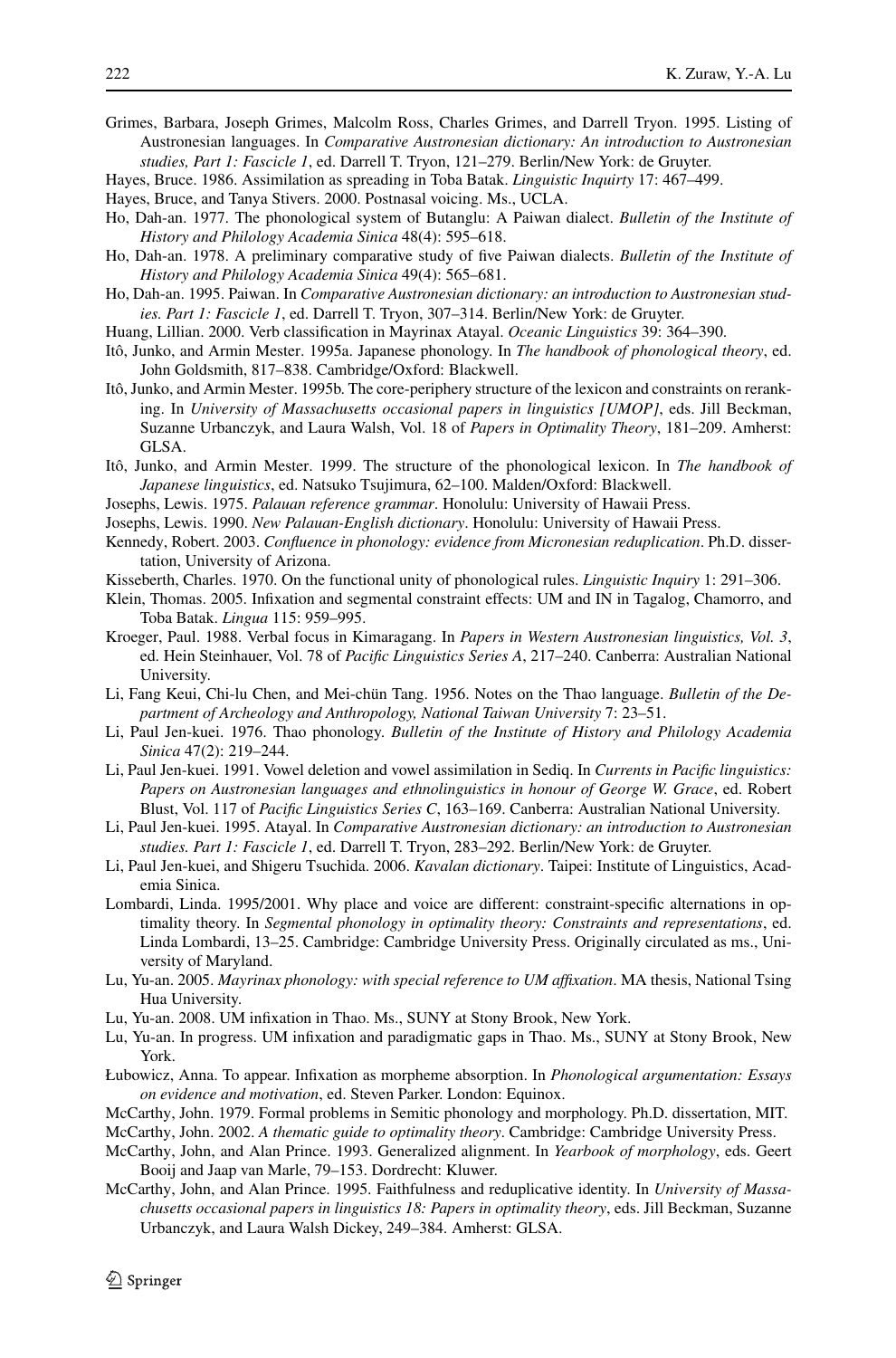Grimes, Barbara, Joseph Grimes, Malcolm Ross, Charles Grimes, and Darrell Tryon. 1995. Listing of Austronesian languages. In *Comparative Austronesian dictionary: An introduction to Austronesian studies, Part 1: Fascicle 1*, ed. Darrell T. Tryon, 121–279. Berlin/New York: de Gruyter.

Hayes, Bruce. 1986. Assimilation as spreading in Toba Batak. *Linguistic Inquirty* 17: 467–499.

Hayes, Bruce, and Tanya Stivers. 2000. Postnasal voicing. Ms., UCLA.

Ho, Dah-an. 1977. The phonological system of Butanglu: A Paiwan dialect. *Bulletin of the Institute of History and Philology Academia Sinica* 48(4): 595–618.

Ho, Dah-an. 1978. A preliminary comparative study of five Paiwan dialects. *Bulletin of the Institute of History and Philology Academia Sinica* 49(4): 565–681.

Ho, Dah-an. 1995. Paiwan. In *Comparative Austronesian dictionary: an introduction to Austronesian studies. Part 1: Fascicle 1*, ed. Darrell T. Tryon, 307–314. Berlin/New York: de Gruyter.

Huang, Lillian. 2000. Verb classification in Mayrinax Atayal. *Oceanic Linguistics* 39: 364–390.

Itô, Junko, and Armin Mester. 1995a. Japanese phonology. In *The handbook of phonological theory*, ed. John Goldsmith, 817–838. Cambridge/Oxford: Blackwell.

Itô, Junko, and Armin Mester. 1995b. The core-periphery structure of the lexicon and constraints on reranking. In *University of Massachusetts occasional papers in linguistics [UMOP]*, eds. Jill Beckman, Suzanne Urbanczyk, and Laura Walsh, Vol. 18 of *Papers in Optimality Theory*, 181–209. Amherst: GLSA.

Itô, Junko, and Armin Mester. 1999. The structure of the phonological lexicon. In *The handbook of Japanese linguistics*, ed. Natsuko Tsujimura, 62–100. Malden/Oxford: Blackwell.

Josephs, Lewis. 1975. *Palauan reference grammar*. Honolulu: University of Hawaii Press.

Josephs, Lewis. 1990. *New Palauan-English dictionary*. Honolulu: University of Hawaii Press.

Kennedy, Robert. 2003. *Confluence in phonology: evidence from Micronesian reduplication*. Ph.D. dissertation, University of Arizona.

Kisseberth, Charles. 1970. On the functional unity of phonological rules. *Linguistic Inquiry* 1: 291–306.

Klein, Thomas. 2005. Infixation and segmental constraint effects: UM and IN in Tagalog, Chamorro, and Toba Batak. *Lingua* 115: 959–995.

Kroeger, Paul. 1988. Verbal focus in Kimaragang. In *Papers in Western Austronesian linguistics, Vol. 3*, ed. Hein Steinhauer, Vol. 78 of *Pacific Linguistics Series A*, 217–240. Canberra: Australian National University.

Li, Fang Keui, Chi-lu Chen, and Mei-chün Tang. 1956. Notes on the Thao language. *Bulletin of the Department of Archeology and Anthropology, National Taiwan University* 7: 23–51.

Li, Paul Jen-kuei. 1976. Thao phonology. *Bulletin of the Institute of History and Philology Academia Sinica* 47(2): 219–244.

Li, Paul Jen-kuei. 1991. Vowel deletion and vowel assimilation in Sediq. In *Currents in Pacific linguistics: Papers on Austronesian languages and ethnolinguistics in honour of George W. Grace*, ed. Robert Blust, Vol. 117 of *Pacific Linguistics Series C*, 163–169. Canberra: Australian National University.

Li, Paul Jen-kuei. 1995. Atayal. In *Comparative Austronesian dictionary: an introduction to Austronesian studies. Part 1: Fascicle 1*, ed. Darrell T. Tryon, 283–292. Berlin/New York: de Gruyter.

Li, Paul Jen-kuei, and Shigeru Tsuchida. 2006. *Kavalan dictionary*. Taipei: Institute of Linguistics, Academia Sinica.

Lombardi, Linda. 1995/2001. Why place and voice are different: constraint-specific alternations in optimality theory. In *Segmental phonology in optimality theory: Constraints and representations*, ed. Linda Lombardi, 13–25. Cambridge: Cambridge University Press. Originally circulated as ms., University of Maryland.

Lu, Yu-an. 2005. *Mayrinax phonology: with special reference to UM affixation*. MA thesis, National Tsing Hua University.

Lu, Yu-an. 2008. UM infixation in Thao. Ms., SUNY at Stony Brook, New York.

Lu, Yu-an. In progress. UM infixation and paradigmatic gaps in Thao. Ms., SUNY at Stony Brook, New York.

Łubowicz, Anna. To appear. Infixation as morpheme absorption. In *Phonological argumentation: Essays on evidence and motivation*, ed. Steven Parker. London: Equinox.

McCarthy, John. 1979. Formal problems in Semitic phonology and morphology. Ph.D. dissertation, MIT.

McCarthy, John. 2002. *A thematic guide to optimality theory*. Cambridge: Cambridge University Press.

McCarthy, John, and Alan Prince. 1993. Generalized alignment. In *Yearbook of morphology*, eds. Geert Booij and Jaap van Marle, 79–153. Dordrecht: Kluwer.

McCarthy, John, and Alan Prince. 1995. Faithfulness and reduplicative identity. In *University of Massachusetts occasional papers in linguistics 18: Papers in optimality theory*, eds. Jill Beckman, Suzanne Urbanczyk, and Laura Walsh Dickey, 249–384. Amherst: GLSA.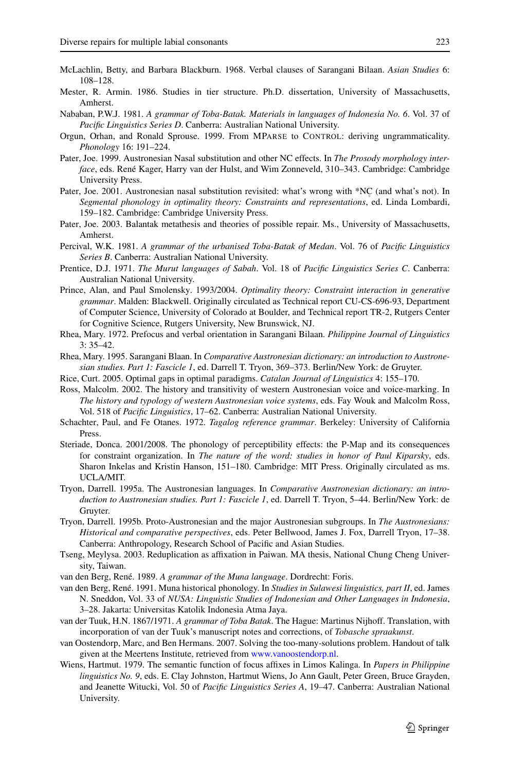McLachlin, Betty, and Barbara Blackburn. 1968. Verbal clauses of Sarangani Bilaan. *Asian Studies* 6: 108–128.

Mester, R. Armin. 1986. Studies in tier structure. Ph.D. dissertation, University of Massachusetts, Amherst.

Nababan, P.W.J. 1981. *A grammar of Toba-Batak. Materials in languages of Indonesia No. 6*. Vol. 37 of *Pacific Linguistics Series D*. Canberra: Australian National University.

Orgun, Orhan, and Ronald Sprouse. 1999. From MPARSE to CONTROL: deriving ungrammaticality. *Phonology* 16: 191–224.

Pater, Joe. 1999. Austronesian Nasal substitution and other NC effects. In *The Prosody morphology interface*, eds. René Kager, Harry van der Hulst, and Wim Zonneveld, 310–343. Cambridge: Cambridge University Press.

Pater, Joe. 2001. Austronesian nasal substitution revisited: what's wrong with *NC̥ (and what's not). In *Segmental phonology in optimality theory: Constraints and representations*, ed. Linda Lombardi, 159–182. Cambridge: Cambridge University Press.

Pater, Joe. 2003. Balantak metathesis and theories of possible repair. Ms., University of Massachusetts, Amherst.

Percival, W.K. 1981. *A grammar of the urbanised Toba-Batak of Medan*. Vol. 76 of *Pacific Linguistics Series B*. Canberra: Australian National University.

Prentice, D.J. 1971. *The Murut languages of Sabah*. Vol. 18 of *Pacific Linguistics Series C*. Canberra: Australian National University.

Prince, Alan, and Paul Smolensky. 1993/2004. *Optimality theory: Constraint interaction in generative grammar*. Malden: Blackwell. Originally circulated as Technical report CU-CS-696-93, Department of Computer Science, University of Colorado at Boulder, and Technical report TR-2, Rutgers Center for Cognitive Science, Rutgers University, New Brunswick, NJ.

Rhea, Mary. 1972. Prefocus and verbal orientation in Sarangani Bilaan. *Philippine Journal of Linguistics* 3: 35–42.

Rhea, Mary. 1995. Sarangani Blaan. In *Comparative Austronesian dictionary: an introduction to Austronesian studies. Part 1: Fascicle 1*, ed. Darrell T. Tryon, 369–373. Berlin/New York: de Gruyter.

Rice, Curt. 2005. Optimal gaps in optimal paradigms. *Catalan Journal of Linguistics* 4: 155–170.

Ross, Malcolm. 2002. The history and transitivity of western Austronesian voice and voice-marking. In *The history and typology of western Austronesian voice systems*, eds. Fay Wouk and Malcolm Ross, Vol. 518 of *Pacific Linguistics*, 17–62. Canberra: Australian National University.

Schachter, Paul, and Fe Otanes. 1972. *Tagalog reference grammar*. Berkeley: University of California Press.

Steriade, Donca. 2001/2008. The phonology of perceptibility effects: the P-Map and its consequences for constraint organization. In *The nature of the word: studies in honor of Paul Kiparsky*, eds. Sharon Inkelas and Kristin Hanson, 151–180. Cambridge: MIT Press. Originally circulated as ms. UCLA/MIT.

Tryon, Darrell. 1995a. The Austronesian languages. In *Comparative Austronesian dictionary: an introduction to Austronesian studies. Part 1: Fascicle 1*, ed. Darrell T. Tryon, 5–44. Berlin/New York: de Gruyter.

Tryon, Darrell. 1995b. Proto-Austronesian and the major Austronesian subgroups. In *The Austronesians: Historical and comparative perspectives*, eds. Peter Bellwood, James J. Fox, Darrell Tryon, 17–38. Canberra: Anthropology, Research School of Pacific and Asian Studies.

Tseng, Meylysa. 2003. Reduplication as affixation in Paiwan. MA thesis, National Chung Cheng University, Taiwan.

van den Berg, René. 1989. *A grammar of the Muna language*. Dordrecht: Foris.

van den Berg, René. 1991. Muna historical phonology. In *Studies in Sulawesi linguistics, part II*, ed. James N. Sneddon, Vol. 33 of *NUSA: Linguistic Studies of Indonesian and Other Languages in Indonesia*, 3–28. Jakarta: Universitas Katolik Indonesia Atma Jaya.

van der Tuuk, H.N. 1867/1971. *A grammar of Toba Batak*. The Hague: Martinus Nijhoff. Translation, with incorporation of van der Tuuk's manuscript notes and corrections, of *Tobasche spraakunst*.

van Oostendorp, Marc, and Ben Hermans. 2007. Solving the too-many-solutions problem. Handout of talk given at the Meertens Institute, retrieved from www.vanoostendorp.nl.

Wiens, Hartmut. 1979. The semantic function of focus affixes in Limos Kalinga. In *Papers in Philippine linguistics No. 9*, eds. E. Clay Johnston, Hartmut Wiens, Jo Ann Gault, Peter Green, Bruce Grayden, and Jeanette Witucki, Vol. 50 of *Pacific Linguistics Series A*, 19–47. Canberra: Australian National University.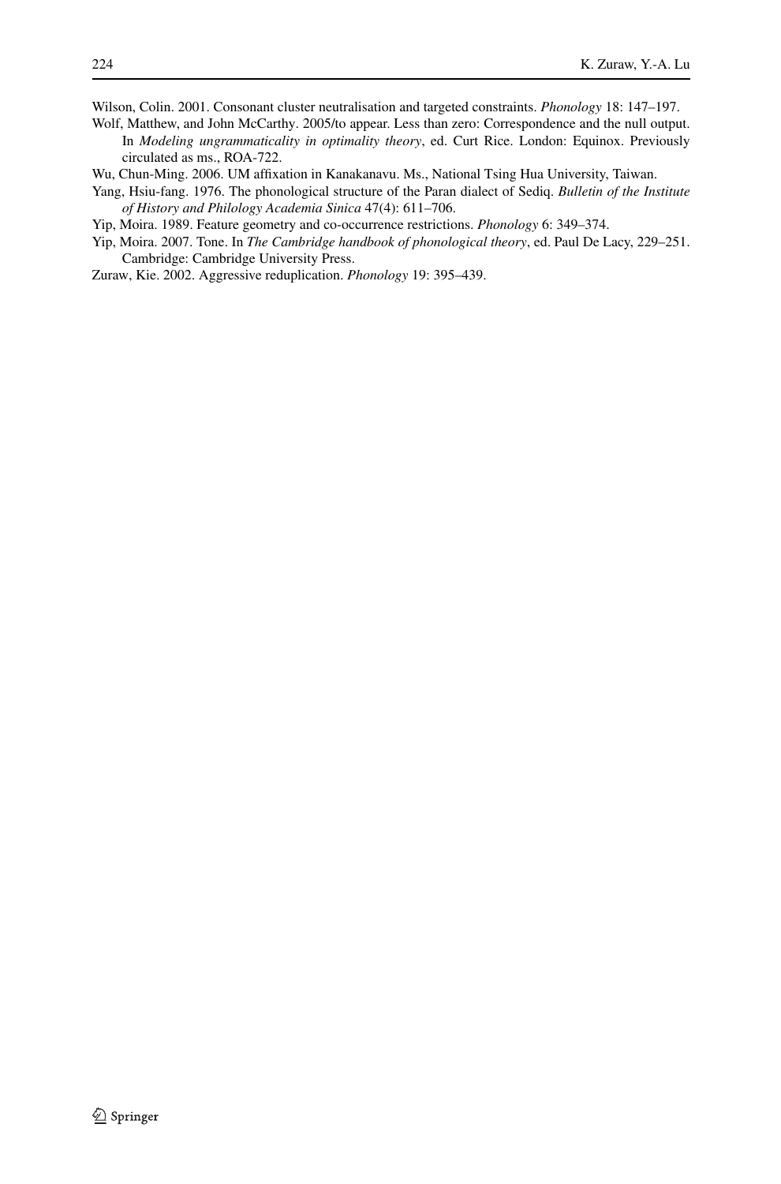Wilson, Colin. 2001. Consonant cluster neutralisation and targeted constraints. *Phonology* 18: 147–197.

Wolf, Matthew, and John McCarthy. 2005/to appear. Less than zero: Correspondence and the null output. In *Modeling ungrammaticality in optimality theory*, ed. Curt Rice. London: Equinox. Previously circulated as ms., ROA-722.

Wu, Chun-Ming. 2006. UM affixation in Kanakanavu. Ms., National Tsing Hua University, Taiwan.

Yang, Hsiu-fang. 1976. The phonological structure of the Paran dialect of Sediq. *Bulletin of the Institute of History and Philology Academia Sinica* 47(4): 611–706.

Yip, Moira. 1989. Feature geometry and co-occurrence restrictions. *Phonology* 6: 349–374.

Yip, Moira. 2007. Tone. In *The Cambridge handbook of phonological theory*, ed. Paul De Lacy, 229–251. Cambridge: Cambridge University Press.

Zuraw, Kie. 2002. Aggressive reduplication. *Phonology* 19: 395–439.